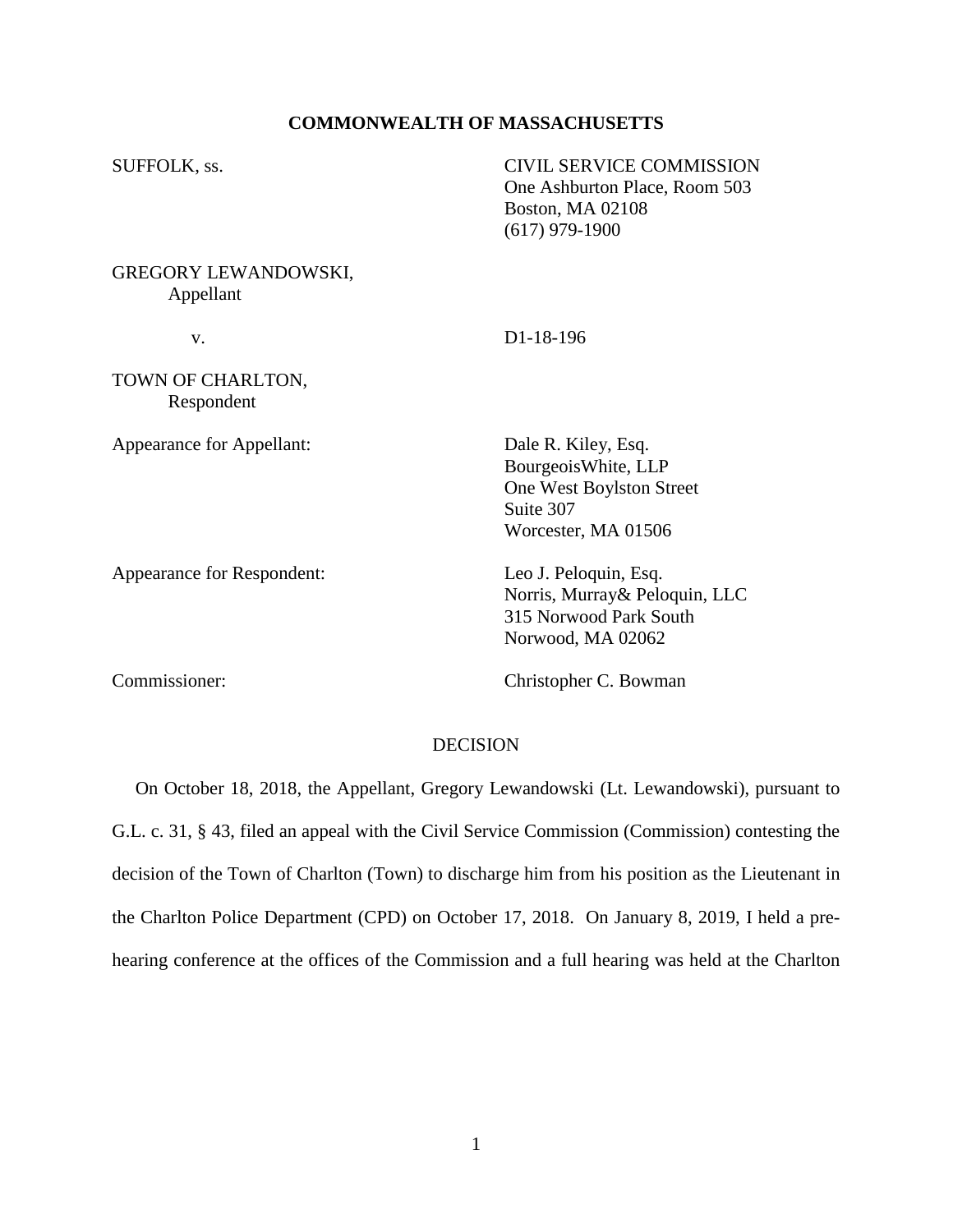**COMMONWEALTH OF MASSACHUSETTS**

SUFFOLK, ss.

CIVIL SERVICE COMMISSION
One Ashburton Place, Room 503
Boston, MA 02108
(617) 979-1900

GREGORY LEWANDOWSKI,
Appellant

v.

D1-18-196

TOWN OF CHARLTON,
Respondent

Appearance for Appellant:

Dale R. Kiley, Esq.
BourgeoisWhite, LLP
One West Boylston Street
Suite 307
Worcester, MA 01506

Appearance for Respondent:

Leo J. Peloquin, Esq.
Norris, Murray& Peloquin, LLC
315 Norwood Park South
Norwood, MA 02062

Commissioner:

Christopher C. Bowman

DECISION

On October 18, 2018, the Appellant, Gregory Lewandowski (Lt. Lewandowski), pursuant to G.L. c. 31, § 43, filed an appeal with the Civil Service Commission (Commission) contesting the decision of the Town of Charlton (Town) to discharge him from his position as the Lieutenant in the Charlton Police Department (CPD) on October 17, 2018. On January 8, 2019, I held a pre-hearing conference at the offices of the Commission and a full hearing was held at the Charlton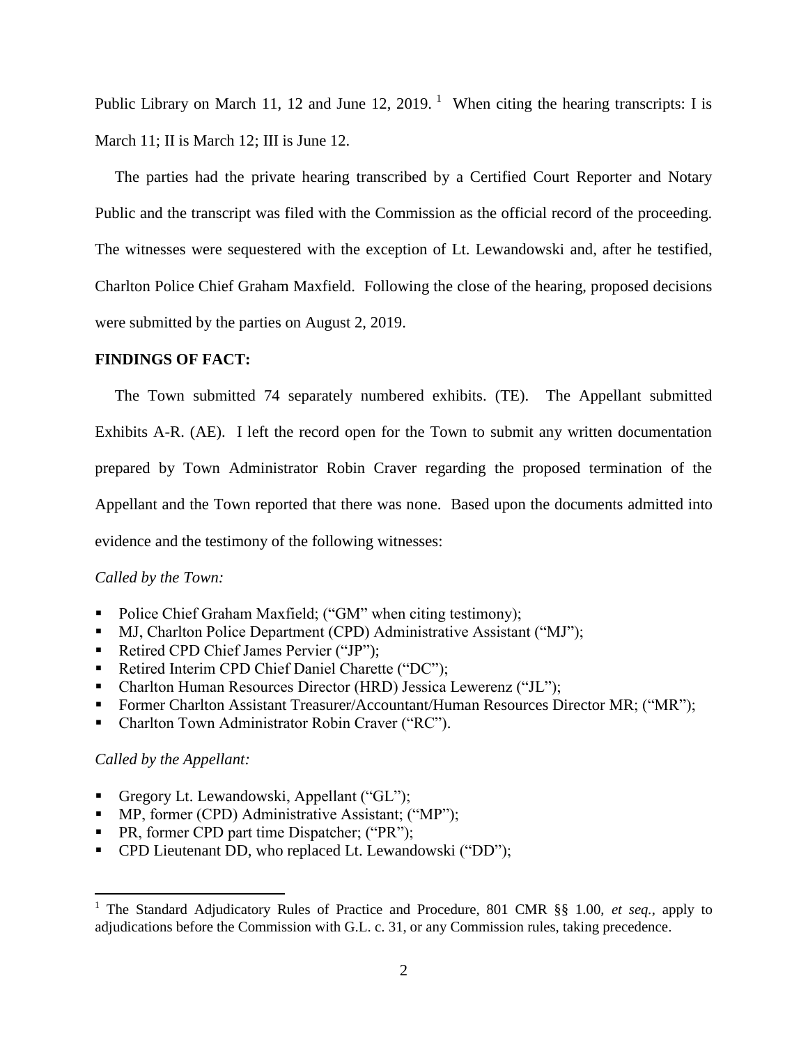Public Library on March 11, 12 and June 12, 2019. [1] When citing the hearing transcripts: I is March 11; II is March 12; III is June 12.

The parties had the private hearing transcribed by a Certified Court Reporter and Notary Public and the transcript was filed with the Commission as the official record of the proceeding. The witnesses were sequestered with the exception of Lt. Lewandowski and, after he testified, Charlton Police Chief Graham Maxfield. Following the close of the hearing, proposed decisions were submitted by the parties on August 2, 2019.

**FINDINGS OF FACT:**

The Town submitted 74 separately numbered exhibits. (TE). The Appellant submitted Exhibits A-R. (AE). I left the record open for the Town to submit any written documentation prepared by Town Administrator Robin Craver regarding the proposed termination of the Appellant and the Town reported that there was none. Based upon the documents admitted into evidence and the testimony of the following witnesses:

*Called by the Town:*

- Police Chief Graham Maxfield; ("GM" when citing testimony);
- MJ, Charlton Police Department (CPD) Administrative Assistant ("MJ");
- Retired CPD Chief James Pervier ("JP");
- Retired Interim CPD Chief Daniel Charette ("DC");
- Charlton Human Resources Director (HRD) Jessica Lewerenz ("JL");
- Former Charlton Assistant Treasurer/Accountant/Human Resources Director MR; ("MR");
- Charlton Town Administrator Robin Craver ("RC").

*Called by the Appellant:*

- Gregory Lt. Lewandowski, Appellant ("GL");
- MP, former (CPD) Administrative Assistant; ("MP");
- PR, former CPD part time Dispatcher; ("PR");
- CPD Lieutenant DD, who replaced Lt. Lewandowski ("DD");

[1] The Standard Adjudicatory Rules of Practice and Procedure, 801 CMR §§ 1.00, *et seq.*, apply to adjudications before the Commission with G.L. c. 31, or any Commission rules, taking precedence.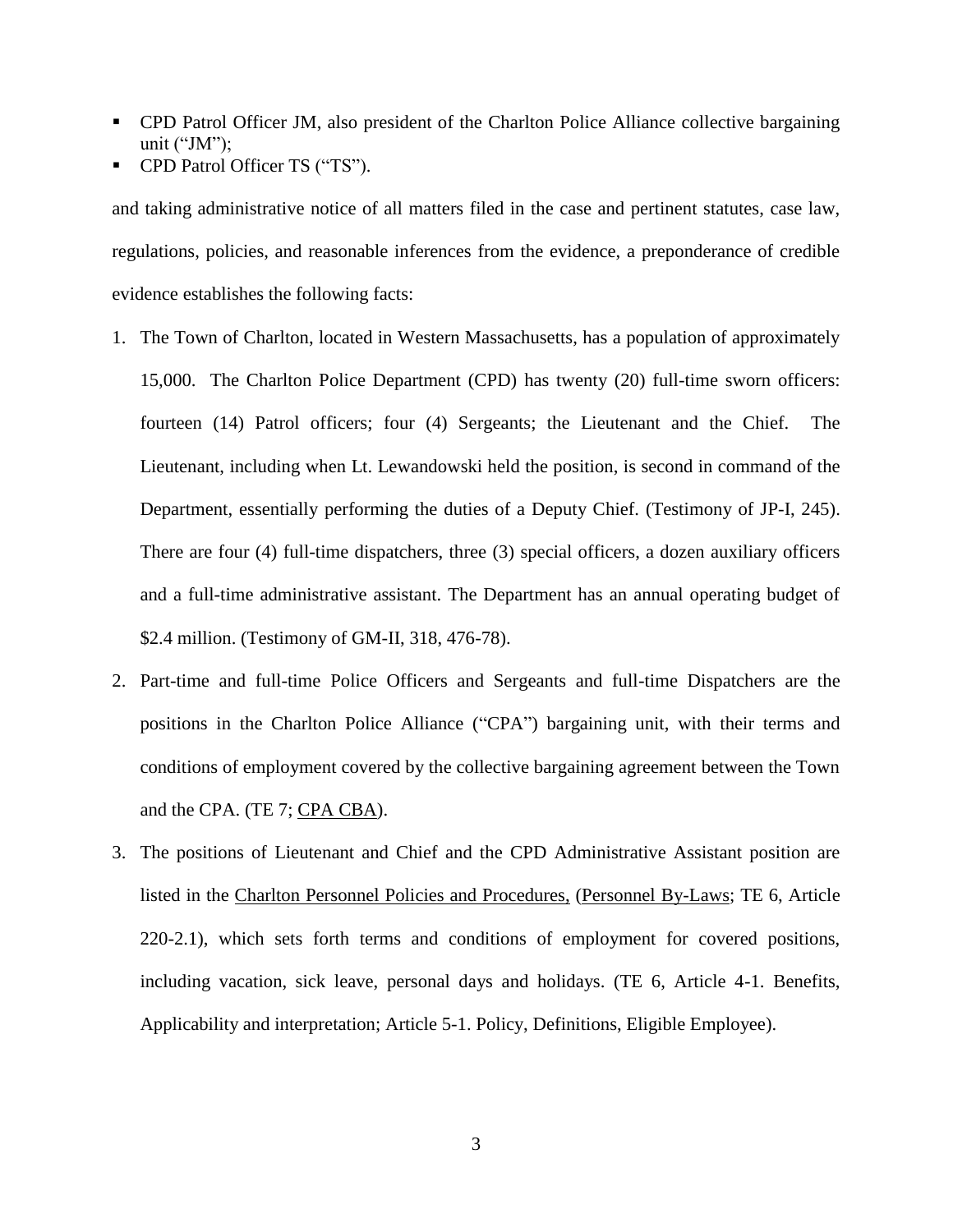- CPD Patrol Officer JM, also president of the Charlton Police Alliance collective bargaining unit ("JM");
- CPD Patrol Officer TS ("TS").

and taking administrative notice of all matters filed in the case and pertinent statutes, case law, regulations, policies, and reasonable inferences from the evidence, a preponderance of credible evidence establishes the following facts:

1. The Town of Charlton, located in Western Massachusetts, has a population of approximately 15,000. The Charlton Police Department (CPD) has twenty (20) full-time sworn officers: fourteen (14) Patrol officers; four (4) Sergeants; the Lieutenant and the Chief. The Lieutenant, including when Lt. Lewandowski held the position, is second in command of the Department, essentially performing the duties of a Deputy Chief. (Testimony of JP-I, 245). There are four (4) full-time dispatchers, three (3) special officers, a dozen auxiliary officers and a full-time administrative assistant. The Department has an annual operating budget of \$2.4 million. (Testimony of GM-II, 318, 476-78).

2. Part-time and full-time Police Officers and Sergeants and full-time Dispatchers are the positions in the Charlton Police Alliance ("CPA") bargaining unit, with their terms and conditions of employment covered by the collective bargaining agreement between the Town and the CPA. (TE 7; CPA CBA).

3. The positions of Lieutenant and Chief and the CPD Administrative Assistant position are listed in the Charlton Personnel Policies and Procedures, (Personnel By-Laws; TE 6, Article 220-2.1), which sets forth terms and conditions of employment for covered positions, including vacation, sick leave, personal days and holidays. (TE 6, Article 4-1. Benefits, Applicability and interpretation; Article 5-1. Policy, Definitions, Eligible Employee).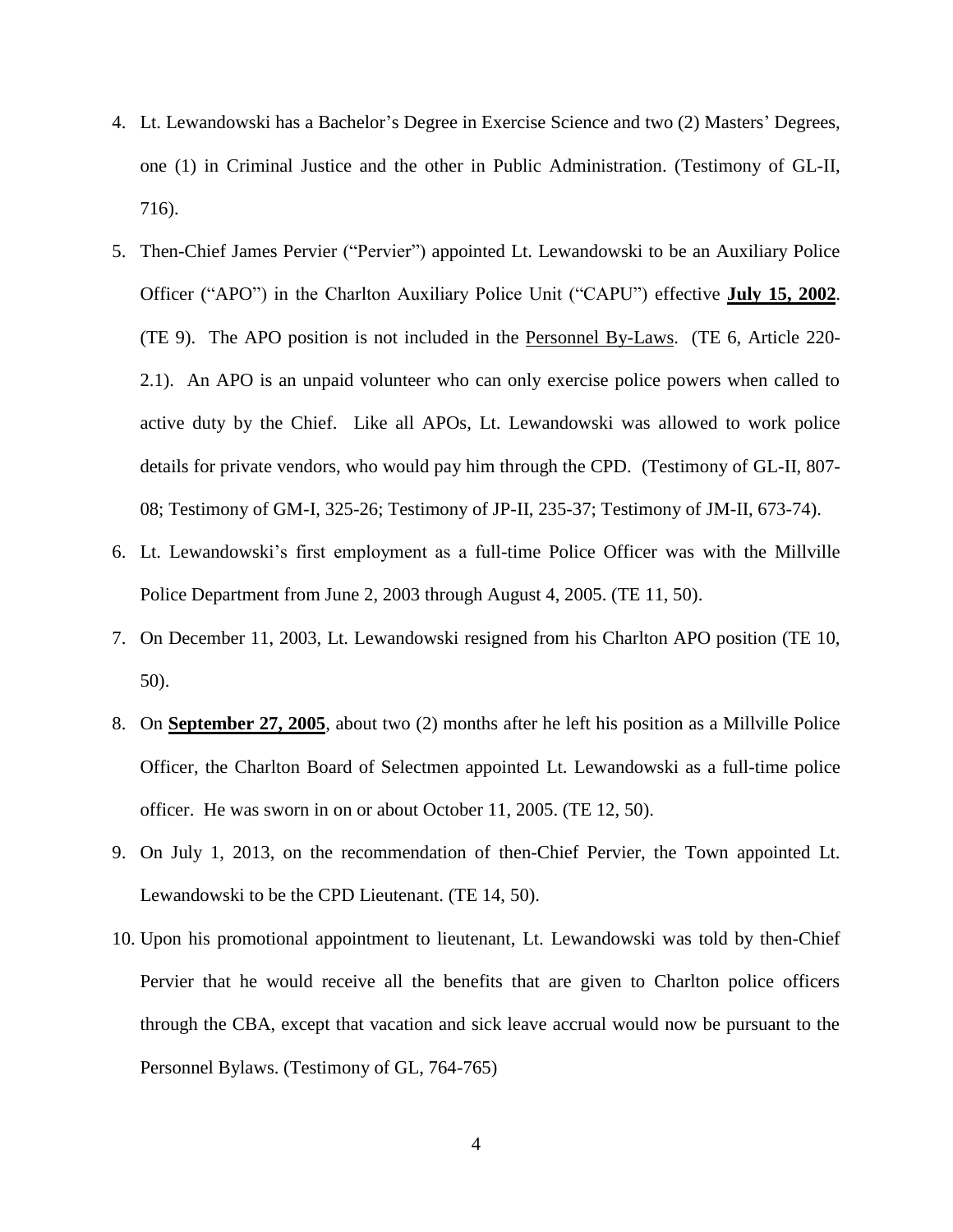4. Lt. Lewandowski has a Bachelor's Degree in Exercise Science and two (2) Masters' Degrees, one (1) in Criminal Justice and the other in Public Administration. (Testimony of GL-II, 716).

5. Then-Chief James Pervier ("Pervier") appointed Lt. Lewandowski to be an Auxiliary Police Officer ("APO") in the Charlton Auxiliary Police Unit ("CAPU") effective **July 15, 2002**. (TE 9). The APO position is not included in the Personnel By-Laws. (TE 6, Article 220-2.1). An APO is an unpaid volunteer who can only exercise police powers when called to active duty by the Chief. Like all APOs, Lt. Lewandowski was allowed to work police details for private vendors, who would pay him through the CPD. (Testimony of GL-II, 807-08; Testimony of GM-I, 325-26; Testimony of JP-II, 235-37; Testimony of JM-II, 673-74).

6. Lt. Lewandowski's first employment as a full-time Police Officer was with the Millville Police Department from June 2, 2003 through August 4, 2005. (TE 11, 50).

7. On December 11, 2003, Lt. Lewandowski resigned from his Charlton APO position (TE 10, 50).

8. On **September 27, 2005**, about two (2) months after he left his position as a Millville Police Officer, the Charlton Board of Selectmen appointed Lt. Lewandowski as a full-time police officer. He was sworn in on or about October 11, 2005. (TE 12, 50).

9. On July 1, 2013, on the recommendation of then-Chief Pervier, the Town appointed Lt. Lewandowski to be the CPD Lieutenant. (TE 14, 50).

10. Upon his promotional appointment to lieutenant, Lt. Lewandowski was told by then-Chief Pervier that he would receive all the benefits that are given to Charlton police officers through the CBA, except that vacation and sick leave accrual would now be pursuant to the Personnel Bylaws. (Testimony of GL, 764-765)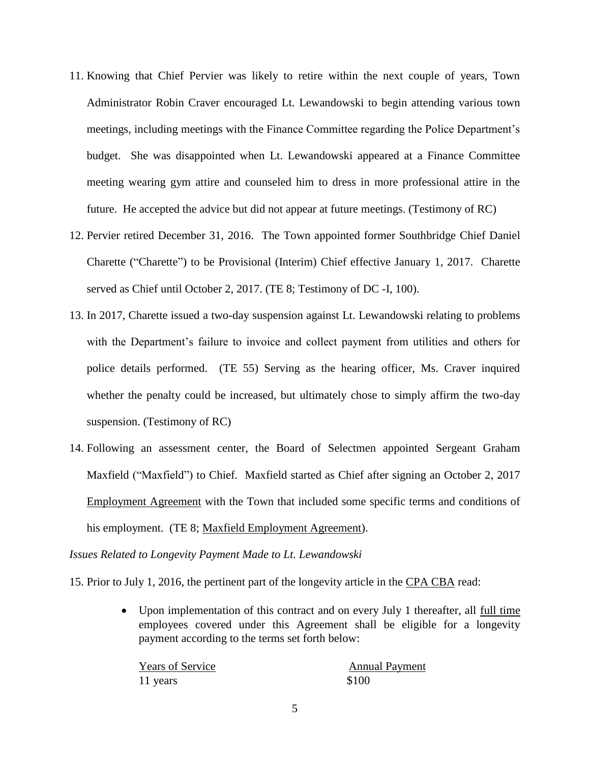11. Knowing that Chief Pervier was likely to retire within the next couple of years, Town Administrator Robin Craver encouraged Lt. Lewandowski to begin attending various town meetings, including meetings with the Finance Committee regarding the Police Department's budget. She was disappointed when Lt. Lewandowski appeared at a Finance Committee meeting wearing gym attire and counseled him to dress in more professional attire in the future. He accepted the advice but did not appear at future meetings. (Testimony of RC)

12. Pervier retired December 31, 2016. The Town appointed former Southbridge Chief Daniel Charette ("Charette") to be Provisional (Interim) Chief effective January 1, 2017. Charette served as Chief until October 2, 2017. (TE 8; Testimony of DC -I, 100).

13. In 2017, Charette issued a two-day suspension against Lt. Lewandowski relating to problems with the Department's failure to invoice and collect payment from utilities and others for police details performed. (TE 55) Serving as the hearing officer, Ms. Craver inquired whether the penalty could be increased, but ultimately chose to simply affirm the two-day suspension. (Testimony of RC)

14. Following an assessment center, the Board of Selectmen appointed Sergeant Graham Maxfield ("Maxfield") to Chief. Maxfield started as Chief after signing an October 2, 2017 <u>Employment Agreement</u> with the Town that included some specific terms and conditions of his employment. (TE 8; <u>Maxfield Employment Agreement</u>).

*Issues Related to Longevity Payment Made to Lt. Lewandowski*

15. Prior to July 1, 2016, the pertinent part of the longevity article in the <u>CPA CBA</u> read:

    - Upon implementation of this contract and on every July 1 thereafter, all <u>full time</u> employees covered under this Agreement shall be eligible for a longevity payment according to the terms set forth below:

| Years of Service | Annual Payment |
|---|---|
| 11 years | $100 |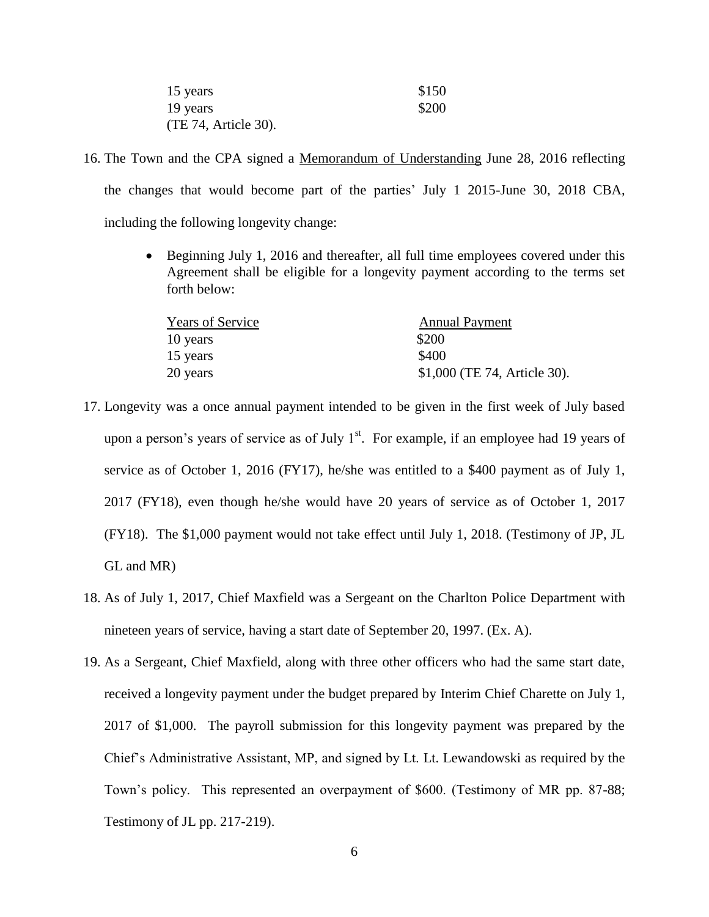| | |
|---|---|
| 15 years | \$150 |
| 19 years | \$200 |

(TE 74, Article 30).

16. The Town and the CPA signed a Memorandum of Understanding June 28, 2016 reflecting the changes that would become part of the parties' July 1 2015-June 30, 2018 CBA, including the following longevity change:

    - Beginning July 1, 2016 and thereafter, all full time employees covered under this Agreement shall be eligible for a longevity payment according to the terms set forth below:

    | Years of Service | Annual Payment |
    |---|---|
    | 10 years | \$200 |
    | 15 years | \$400 |
    | 20 years | \$1,000 (TE 74, Article 30). |

17. Longevity was a once annual payment intended to be given in the first week of July based upon a person's years of service as of July 1st. For example, if an employee had 19 years of service as of October 1, 2016 (FY17), he/she was entitled to a \$400 payment as of July 1, 2017 (FY18), even though he/she would have 20 years of service as of October 1, 2017 (FY18). The \$1,000 payment would not take effect until July 1, 2018. (Testimony of JP, JL GL and MR)

18. As of July 1, 2017, Chief Maxfield was a Sergeant on the Charlton Police Department with nineteen years of service, having a start date of September 20, 1997. (Ex. A).

19. As a Sergeant, Chief Maxfield, along with three other officers who had the same start date, received a longevity payment under the budget prepared by Interim Chief Charette on July 1, 2017 of \$1,000. The payroll submission for this longevity payment was prepared by the Chief's Administrative Assistant, MP, and signed by Lt. Lt. Lewandowski as required by the Town's policy. This represented an overpayment of \$600. (Testimony of MR pp. 87-88; Testimony of JL pp. 217-219).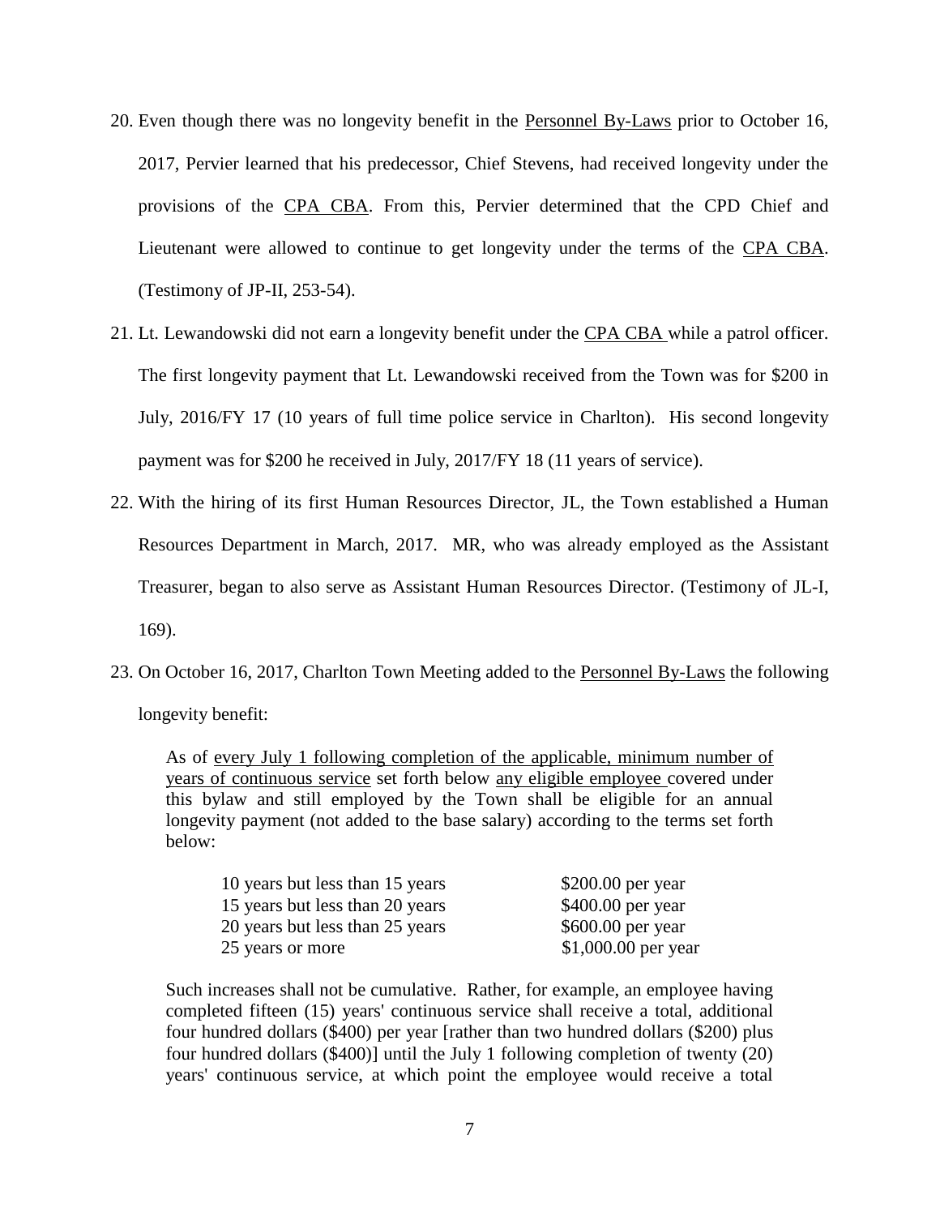20. Even though there was no longevity benefit in the Personnel By-Laws prior to October 16, 2017, Pervier learned that his predecessor, Chief Stevens, had received longevity under the provisions of the CPA CBA. From this, Pervier determined that the CPD Chief and Lieutenant were allowed to continue to get longevity under the terms of the CPA CBA. (Testimony of JP-II, 253-54).

21. Lt. Lewandowski did not earn a longevity benefit under the CPA CBA while a patrol officer. The first longevity payment that Lt. Lewandowski received from the Town was for $200 in July, 2016/FY 17 (10 years of full time police service in Charlton). His second longevity payment was for $200 he received in July, 2017/FY 18 (11 years of service).

22. With the hiring of its first Human Resources Director, JL, the Town established a Human Resources Department in March, 2017. MR, who was already employed as the Assistant Treasurer, began to also serve as Assistant Human Resources Director. (Testimony of JL-I, 169).

23. On October 16, 2017, Charlton Town Meeting added to the Personnel By-Laws the following longevity benefit:

> As of every July 1 following completion of the applicable, minimum number of years of continuous service set forth below any eligible employee covered under this bylaw and still employed by the Town shall be eligible for an annual longevity payment (not added to the base salary) according to the terms set forth below:
>
> | | |
> |---|---|
> | 10 years but less than 15 years | $200.00 per year |
> | 15 years but less than 20 years | $400.00 per year |
> | 20 years but less than 25 years | $600.00 per year |
> | 25 years or more | $1,000.00 per year |
>
> Such increases shall not be cumulative. Rather, for example, an employee having completed fifteen (15) years' continuous service shall receive a total, additional four hundred dollars ($400) per year [rather than two hundred dollars ($200) plus four hundred dollars ($400)] until the July 1 following completion of twenty (20) years' continuous service, at which point the employee would receive a total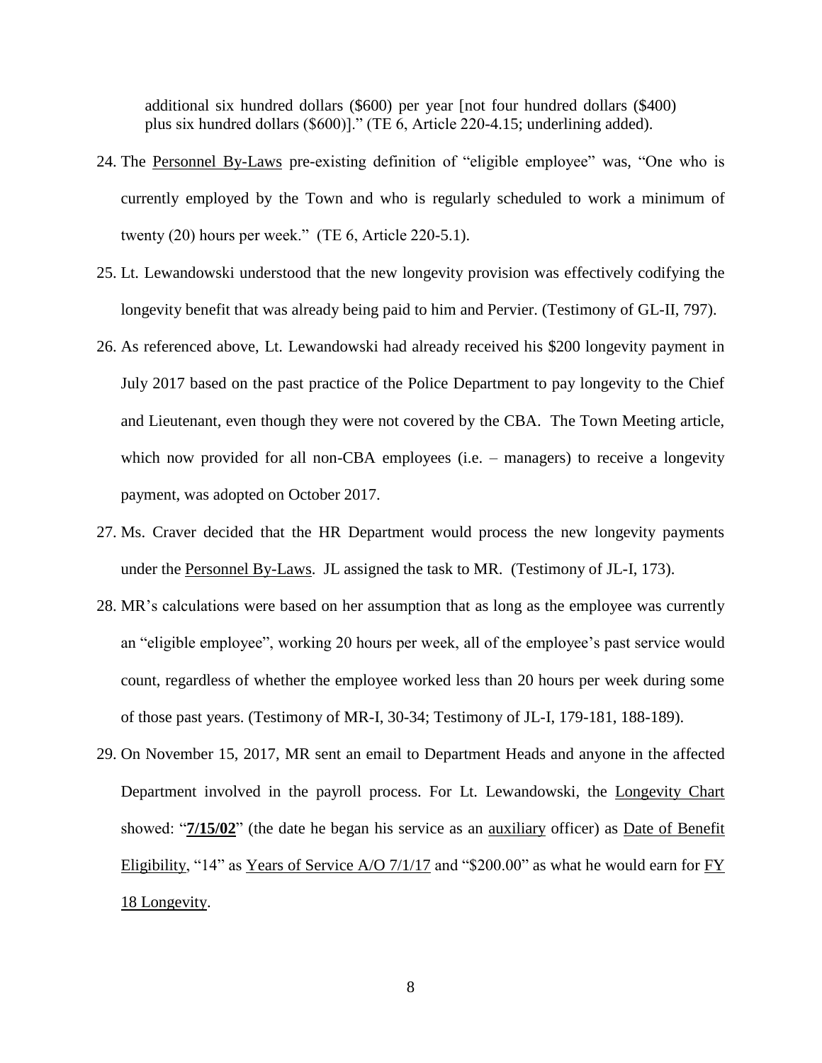additional six hundred dollars ($600) per year [not four hundred dollars ($400) plus six hundred dollars ($600)]." (TE 6, Article 220-4.15; underlining added).

24. The Personnel By-Laws pre-existing definition of "eligible employee" was, "One who is currently employed by the Town and who is regularly scheduled to work a minimum of twenty (20) hours per week." (TE 6, Article 220-5.1).

25. Lt. Lewandowski understood that the new longevity provision was effectively codifying the longevity benefit that was already being paid to him and Pervier. (Testimony of GL-II, 797).

26. As referenced above, Lt. Lewandowski had already received his $200 longevity payment in July 2017 based on the past practice of the Police Department to pay longevity to the Chief and Lieutenant, even though they were not covered by the CBA. The Town Meeting article, which now provided for all non-CBA employees (i.e. – managers) to receive a longevity payment, was adopted on October 2017.

27. Ms. Craver decided that the HR Department would process the new longevity payments under the Personnel By-Laws. JL assigned the task to MR. (Testimony of JL-I, 173).

28. MR's calculations were based on her assumption that as long as the employee was currently an "eligible employee", working 20 hours per week, all of the employee's past service would count, regardless of whether the employee worked less than 20 hours per week during some of those past years. (Testimony of MR-I, 30-34; Testimony of JL-I, 179-181, 188-189).

29. On November 15, 2017, MR sent an email to Department Heads and anyone in the affected Department involved in the payroll process. For Lt. Lewandowski, the Longevity Chart showed: "**7/15/02**" (the date he began his service as an auxiliary officer) as Date of Benefit Eligibility, "14" as Years of Service A/O 7/1/17 and "$200.00" as what he would earn for FY 18 Longevity.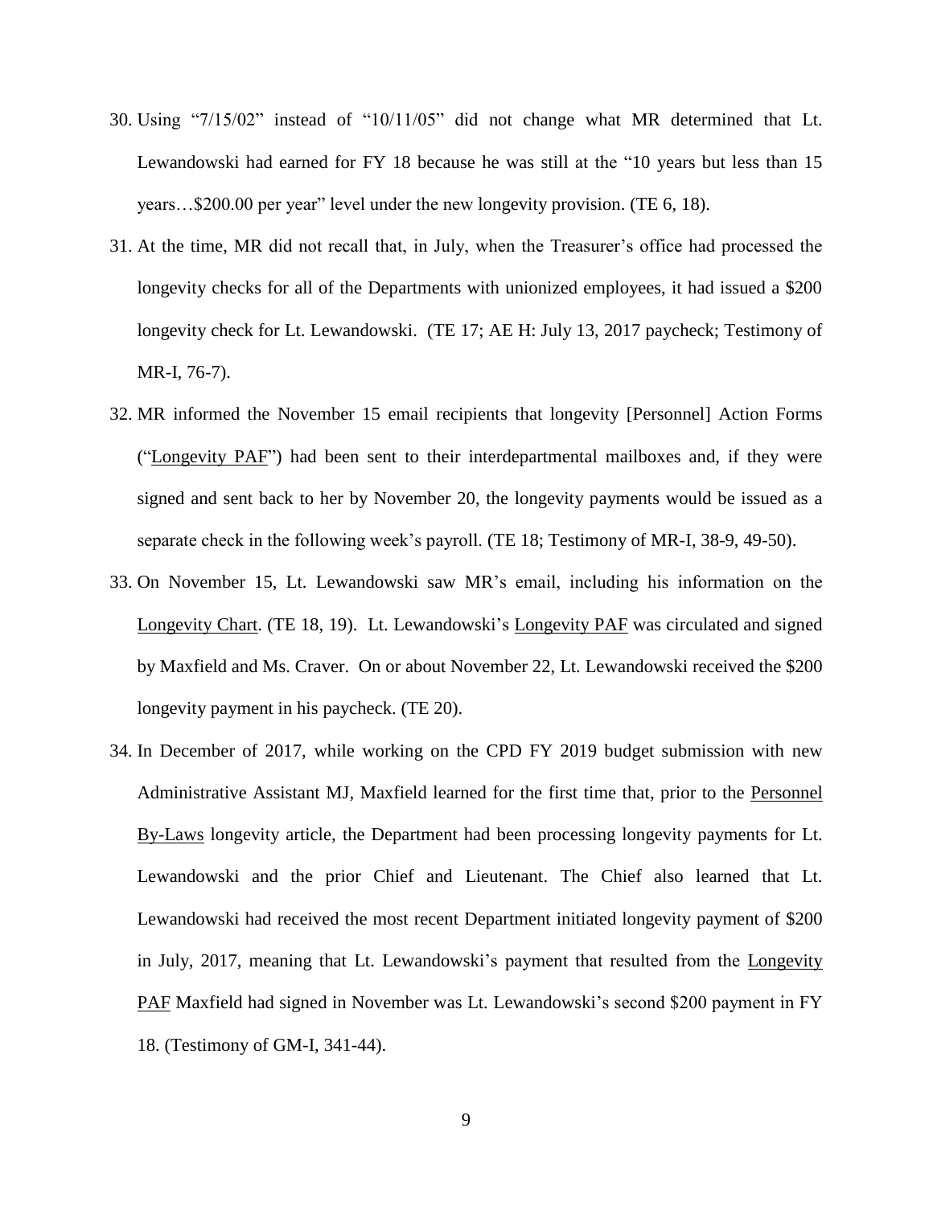30. Using "7/15/02" instead of "10/11/05" did not change what MR determined that Lt. Lewandowski had earned for FY 18 because he was still at the "10 years but less than 15 years…$200.00 per year" level under the new longevity provision. (TE 6, 18).

31. At the time, MR did not recall that, in July, when the Treasurer's office had processed the longevity checks for all of the Departments with unionized employees, it had issued a $200 longevity check for Lt. Lewandowski. (TE 17; AE H: July 13, 2017 paycheck; Testimony of MR-I, 76-7).

32. MR informed the November 15 email recipients that longevity [Personnel] Action Forms ("<u>Longevity PAF</u>") had been sent to their interdepartmental mailboxes and, if they were signed and sent back to her by November 20, the longevity payments would be issued as a separate check in the following week's payroll. (TE 18; Testimony of MR-I, 38-9, 49-50).

33. On November 15, Lt. Lewandowski saw MR's email, including his information on the <u>Longevity Chart</u>. (TE 18, 19). Lt. Lewandowski's <u>Longevity PAF</u> was circulated and signed by Maxfield and Ms. Craver. On or about November 22, Lt. Lewandowski received the $200 longevity payment in his paycheck. (TE 20).

34. In December of 2017, while working on the CPD FY 2019 budget submission with new Administrative Assistant MJ, Maxfield learned for the first time that, prior to the <u>Personnel By-Laws</u> longevity article, the Department had been processing longevity payments for Lt. Lewandowski and the prior Chief and Lieutenant. The Chief also learned that Lt. Lewandowski had received the most recent Department initiated longevity payment of $200 in July, 2017, meaning that Lt. Lewandowski's payment that resulted from the <u>Longevity PAF</u> Maxfield had signed in November was Lt. Lewandowski's second $200 payment in FY 18. (Testimony of GM-I, 341-44).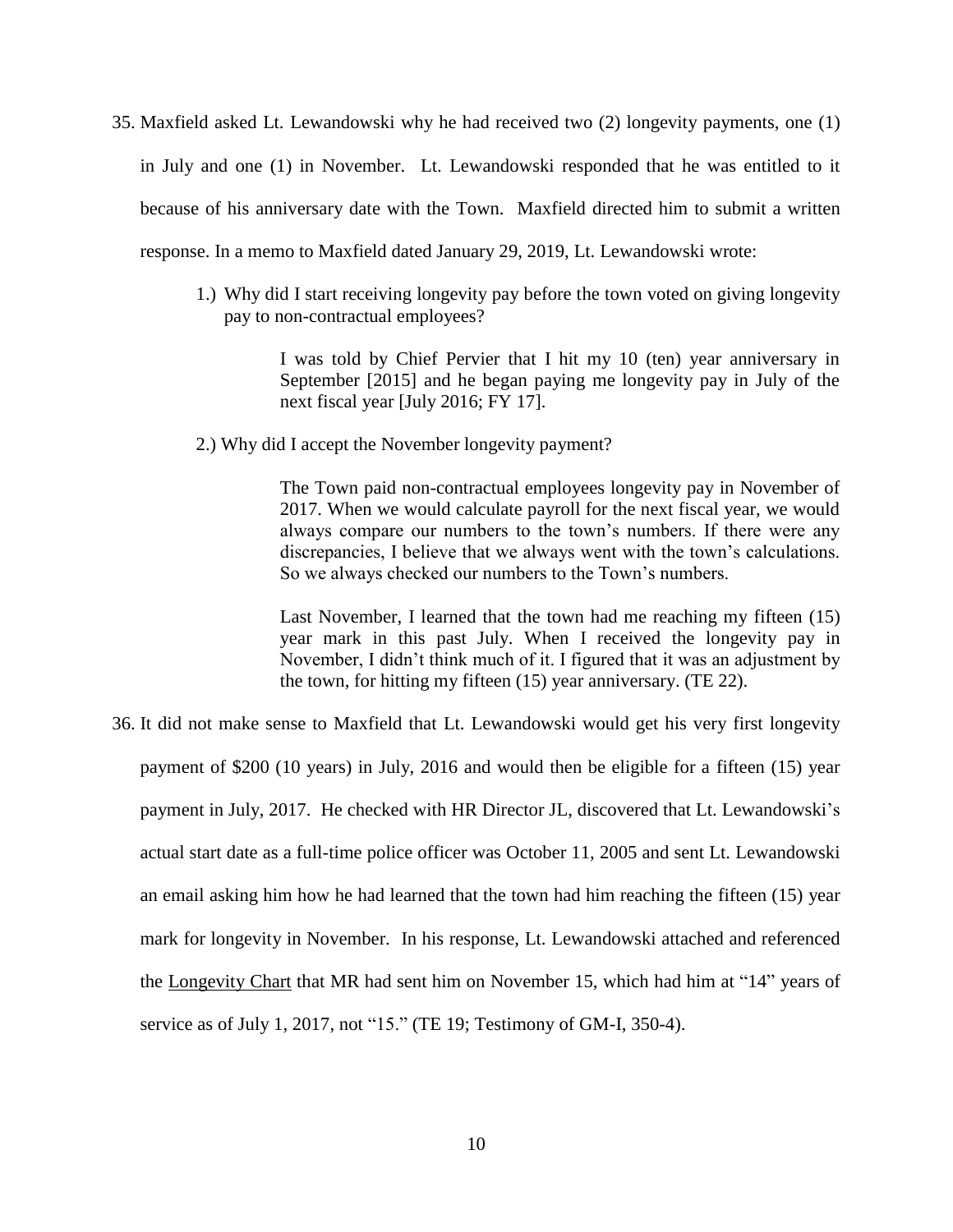35. Maxfield asked Lt. Lewandowski why he had received two (2) longevity payments, one (1) in July and one (1) in November. Lt. Lewandowski responded that he was entitled to it because of his anniversary date with the Town. Maxfield directed him to submit a written response. In a memo to Maxfield dated January 29, 2019, Lt. Lewandowski wrote:

    1.) Why did I start receiving longevity pay before the town voted on giving longevity pay to non-contractual employees?

    > I was told by Chief Pervier that I hit my 10 (ten) year anniversary in September [2015] and he began paying me longevity pay in July of the next fiscal year [July 2016; FY 17].

    2.) Why did I accept the November longevity payment?

    > The Town paid non-contractual employees longevity pay in November of 2017. When we would calculate payroll for the next fiscal year, we would always compare our numbers to the town's numbers. If there were any discrepancies, I believe that we always went with the town's calculations. So we always checked our numbers to the Town's numbers.
    >
    > Last November, I learned that the town had me reaching my fifteen (15) year mark in this past July. When I received the longevity pay in November, I didn't think much of it. I figured that it was an adjustment by the town, for hitting my fifteen (15) year anniversary. (TE 22).

36. It did not make sense to Maxfield that Lt. Lewandowski would get his very first longevity payment of $200 (10 years) in July, 2016 and would then be eligible for a fifteen (15) year payment in July, 2017. He checked with HR Director JL, discovered that Lt. Lewandowski's actual start date as a full-time police officer was October 11, 2005 and sent Lt. Lewandowski an email asking him how he had learned that the town had him reaching the fifteen (15) year mark for longevity in November. In his response, Lt. Lewandowski attached and referenced the Longevity Chart that MR had sent him on November 15, which had him at "14" years of service as of July 1, 2017, not "15." (TE 19; Testimony of GM-I, 350-4).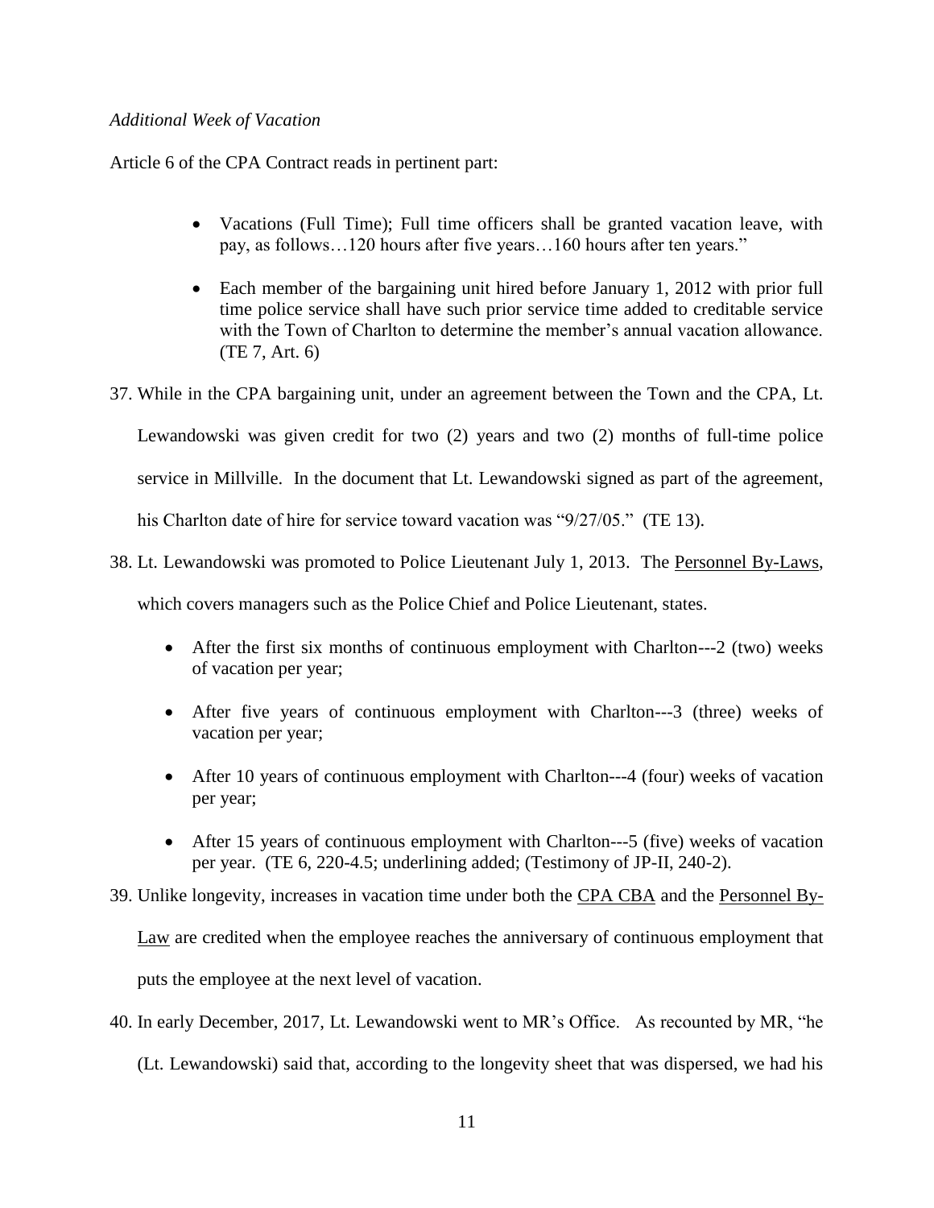*Additional Week of Vacation*

Article 6 of the CPA Contract reads in pertinent part:

- Vacations (Full Time); Full time officers shall be granted vacation leave, with pay, as follows…120 hours after five years…160 hours after ten years."
- Each member of the bargaining unit hired before January 1, 2012 with prior full time police service shall have such prior service time added to creditable service with the Town of Charlton to determine the member's annual vacation allowance. (TE 7, Art. 6)

37. While in the CPA bargaining unit, under an agreement between the Town and the CPA, Lt. Lewandowski was given credit for two (2) years and two (2) months of full-time police service in Millville. In the document that Lt. Lewandowski signed as part of the agreement, his Charlton date of hire for service toward vacation was "9/27/05." (TE 13).

38. Lt. Lewandowski was promoted to Police Lieutenant July 1, 2013. The Personnel By-Laws, which covers managers such as the Police Chief and Police Lieutenant, states.

    - After the first six months of continuous employment with Charlton---2 (two) weeks of vacation per year;
    - After five years of continuous employment with Charlton---3 (three) weeks of vacation per year;
    - After 10 years of continuous employment with Charlton---4 (four) weeks of vacation per year;
    - After 15 years of continuous employment with Charlton---5 (five) weeks of vacation per year. (TE 6, 220-4.5; underlining added; (Testimony of JP-II, 240-2).

39. Unlike longevity, increases in vacation time under both the CPA CBA and the Personnel By-Law are credited when the employee reaches the anniversary of continuous employment that puts the employee at the next level of vacation.

40. In early December, 2017, Lt. Lewandowski went to MR's Office. As recounted by MR, "he (Lt. Lewandowski) said that, according to the longevity sheet that was dispersed, we had his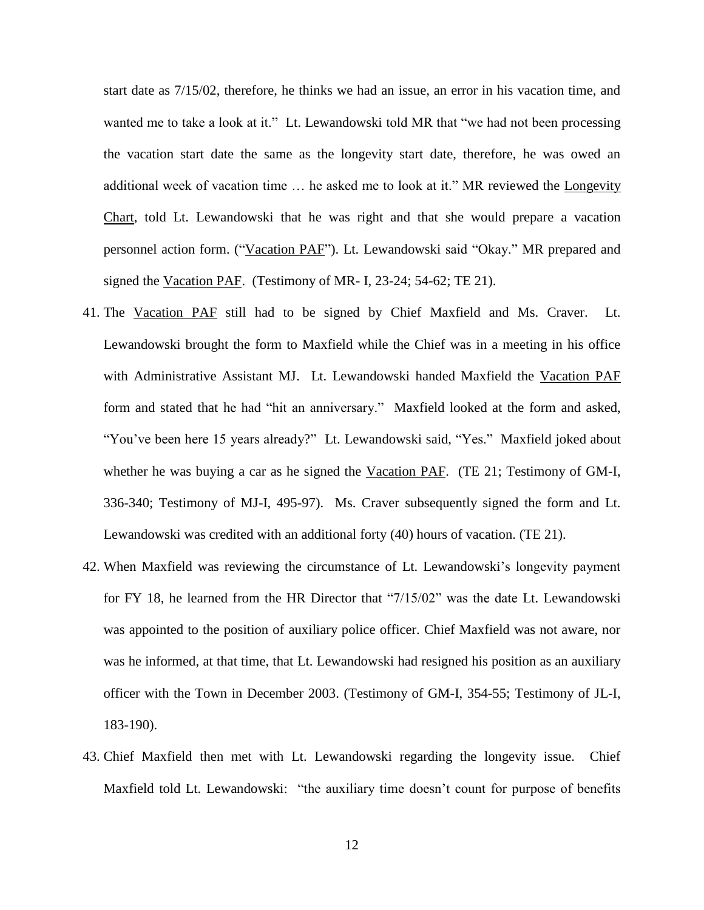start date as 7/15/02, therefore, he thinks we had an issue, an error in his vacation time, and wanted me to take a look at it." Lt. Lewandowski told MR that "we had not been processing the vacation start date the same as the longevity start date, therefore, he was owed an additional week of vacation time … he asked me to look at it." MR reviewed the Longevity Chart, told Lt. Lewandowski that he was right and that she would prepare a vacation personnel action form. ("Vacation PAF"). Lt. Lewandowski said "Okay." MR prepared and signed the Vacation PAF. (Testimony of MR- I, 23-24; 54-62; TE 21).

41. The Vacation PAF still had to be signed by Chief Maxfield and Ms. Craver. Lt. Lewandowski brought the form to Maxfield while the Chief was in a meeting in his office with Administrative Assistant MJ. Lt. Lewandowski handed Maxfield the Vacation PAF form and stated that he had "hit an anniversary." Maxfield looked at the form and asked, "You've been here 15 years already?" Lt. Lewandowski said, "Yes." Maxfield joked about whether he was buying a car as he signed the Vacation PAF. (TE 21; Testimony of GM-I, 336-340; Testimony of MJ-I, 495-97). Ms. Craver subsequently signed the form and Lt. Lewandowski was credited with an additional forty (40) hours of vacation. (TE 21).

42. When Maxfield was reviewing the circumstance of Lt. Lewandowski's longevity payment for FY 18, he learned from the HR Director that "7/15/02" was the date Lt. Lewandowski was appointed to the position of auxiliary police officer. Chief Maxfield was not aware, nor was he informed, at that time, that Lt. Lewandowski had resigned his position as an auxiliary officer with the Town in December 2003. (Testimony of GM-I, 354-55; Testimony of JL-I, 183-190).

43. Chief Maxfield then met with Lt. Lewandowski regarding the longevity issue. Chief Maxfield told Lt. Lewandowski: "the auxiliary time doesn't count for purpose of benefits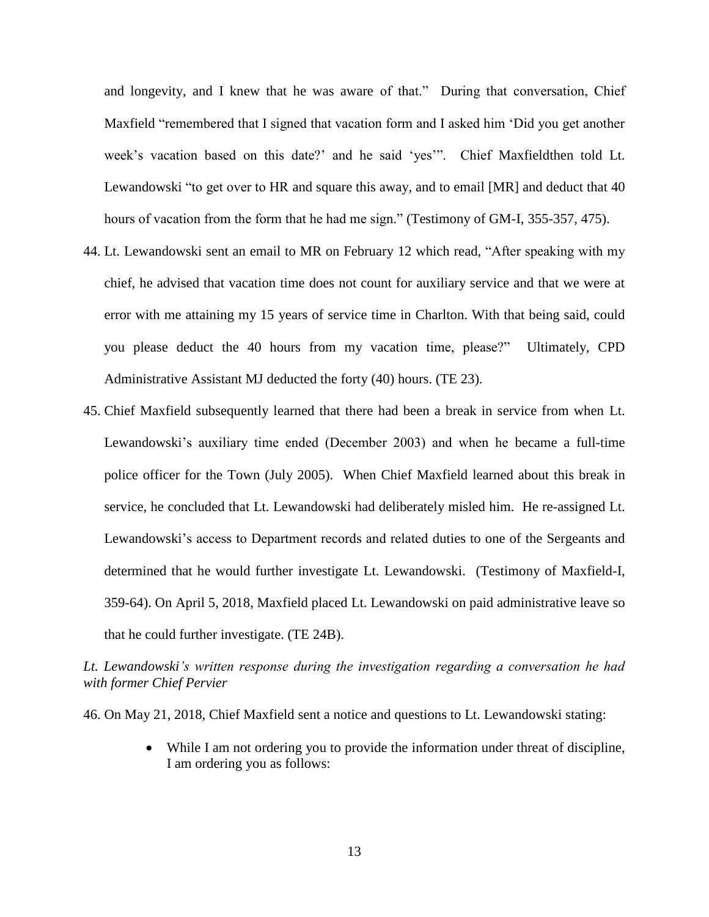and longevity, and I knew that he was aware of that." During that conversation, Chief Maxfield "remembered that I signed that vacation form and I asked him 'Did you get another week's vacation based on this date?' and he said 'yes'". Chief Maxfieldthen told Lt. Lewandowski "to get over to HR and square this away, and to email [MR] and deduct that 40 hours of vacation from the form that he had me sign." (Testimony of GM-I, 355-357, 475).

44. Lt. Lewandowski sent an email to MR on February 12 which read, "After speaking with my chief, he advised that vacation time does not count for auxiliary service and that we were at error with me attaining my 15 years of service time in Charlton. With that being said, could you please deduct the 40 hours from my vacation time, please?" Ultimately, CPD Administrative Assistant MJ deducted the forty (40) hours. (TE 23).

45. Chief Maxfield subsequently learned that there had been a break in service from when Lt. Lewandowski's auxiliary time ended (December 2003) and when he became a full-time police officer for the Town (July 2005). When Chief Maxfield learned about this break in service, he concluded that Lt. Lewandowski had deliberately misled him. He re-assigned Lt. Lewandowski's access to Department records and related duties to one of the Sergeants and determined that he would further investigate Lt. Lewandowski. (Testimony of Maxfield-I, 359-64). On April 5, 2018, Maxfield placed Lt. Lewandowski on paid administrative leave so that he could further investigate. (TE 24B).

*Lt. Lewandowski's written response during the investigation regarding a conversation he had with former Chief Pervier*

46. On May 21, 2018, Chief Maxfield sent a notice and questions to Lt. Lewandowski stating:

    - While I am not ordering you to provide the information under threat of discipline, I am ordering you as follows: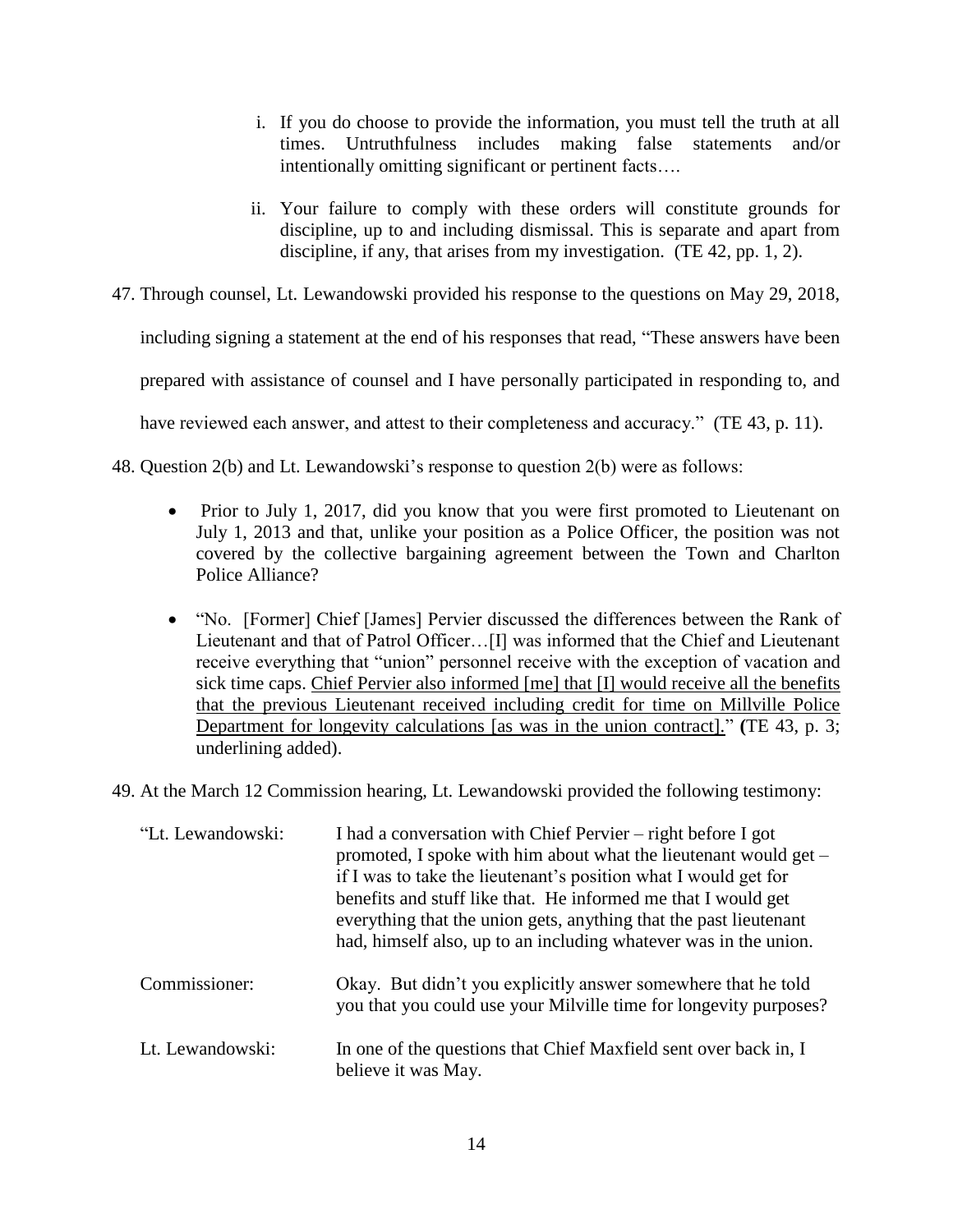i. If you do choose to provide the information, you must tell the truth at all times. Untruthfulness includes making false statements and/or intentionally omitting significant or pertinent facts….

ii. Your failure to comply with these orders will constitute grounds for discipline, up to and including dismissal. This is separate and apart from discipline, if any, that arises from my investigation. (TE 42, pp. 1, 2).

47. Through counsel, Lt. Lewandowski provided his response to the questions on May 29, 2018, including signing a statement at the end of his responses that read, "These answers have been prepared with assistance of counsel and I have personally participated in responding to, and have reviewed each answer, and attest to their completeness and accuracy." (TE 43, p. 11).

48. Question 2(b) and Lt. Lewandowski's response to question 2(b) were as follows:

- Prior to July 1, 2017, did you know that you were first promoted to Lieutenant on July 1, 2013 and that, unlike your position as a Police Officer, the position was not covered by the collective bargaining agreement between the Town and Charlton Police Alliance?

- "No. [Former] Chief [James] Pervier discussed the differences between the Rank of Lieutenant and that of Patrol Officer…[I] was informed that the Chief and Lieutenant receive everything that "union" personnel receive with the exception of vacation and sick time caps. <u>Chief Pervier also informed [me] that [I] would receive all the benefits that the previous Lieutenant received including credit for time on Millville Police Department for longevity calculations [as was in the union contract].</u>" **(**TE 43, p. 3; underlining added).

49. At the March 12 Commission hearing, Lt. Lewandowski provided the following testimony:

| | |
|---|---|
| "Lt. Lewandowski: | I had a conversation with Chief Pervier – right before I got promoted, I spoke with him about what the lieutenant would get – if I was to take the lieutenant's position what I would get for benefits and stuff like that. He informed me that I would get everything that the union gets, anything that the past lieutenant had, himself also, up to an including whatever was in the union. |
| Commissioner: | Okay. But didn't you explicitly answer somewhere that he told you that you could use your Milville time for longevity purposes? |
| Lt. Lewandowski: | In one of the questions that Chief Maxfield sent over back in, I believe it was May. |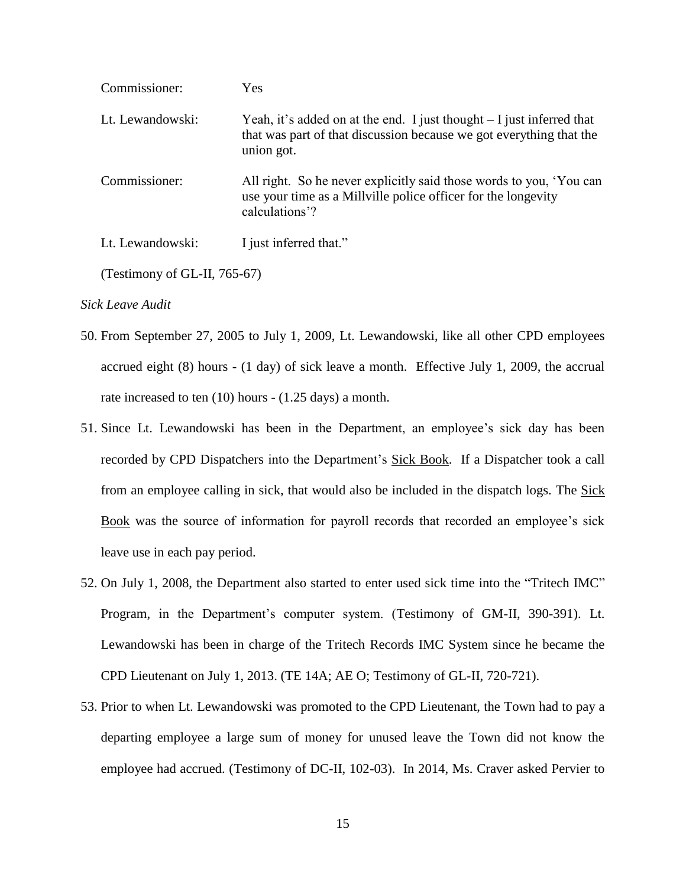| | |
|---|---|
| Commissioner: | Yes |
| Lt. Lewandowski: | Yeah, it's added on at the end. I just thought – I just inferred that that was part of that discussion because we got everything that the union got. |
| Commissioner: | All right. So he never explicitly said those words to you, 'You can use your time as a Millville police officer for the longevity calculations'? |
| Lt. Lewandowski: | I just inferred that." |

(Testimony of GL-II, 765-67)

*Sick Leave Audit*

50. From September 27, 2005 to July 1, 2009, Lt. Lewandowski, like all other CPD employees accrued eight (8) hours - (1 day) of sick leave a month. Effective July 1, 2009, the accrual rate increased to ten (10) hours - (1.25 days) a month.

51. Since Lt. Lewandowski has been in the Department, an employee's sick day has been recorded by CPD Dispatchers into the Department's Sick Book. If a Dispatcher took a call from an employee calling in sick, that would also be included in the dispatch logs. The Sick Book was the source of information for payroll records that recorded an employee's sick leave use in each pay period.

52. On July 1, 2008, the Department also started to enter used sick time into the "Tritech IMC" Program, in the Department's computer system. (Testimony of GM-II, 390-391). Lt. Lewandowski has been in charge of the Tritech Records IMC System since he became the CPD Lieutenant on July 1, 2013. (TE 14A; AE O; Testimony of GL-II, 720-721).

53. Prior to when Lt. Lewandowski was promoted to the CPD Lieutenant, the Town had to pay a departing employee a large sum of money for unused leave the Town did not know the employee had accrued. (Testimony of DC-II, 102-03). In 2014, Ms. Craver asked Pervier to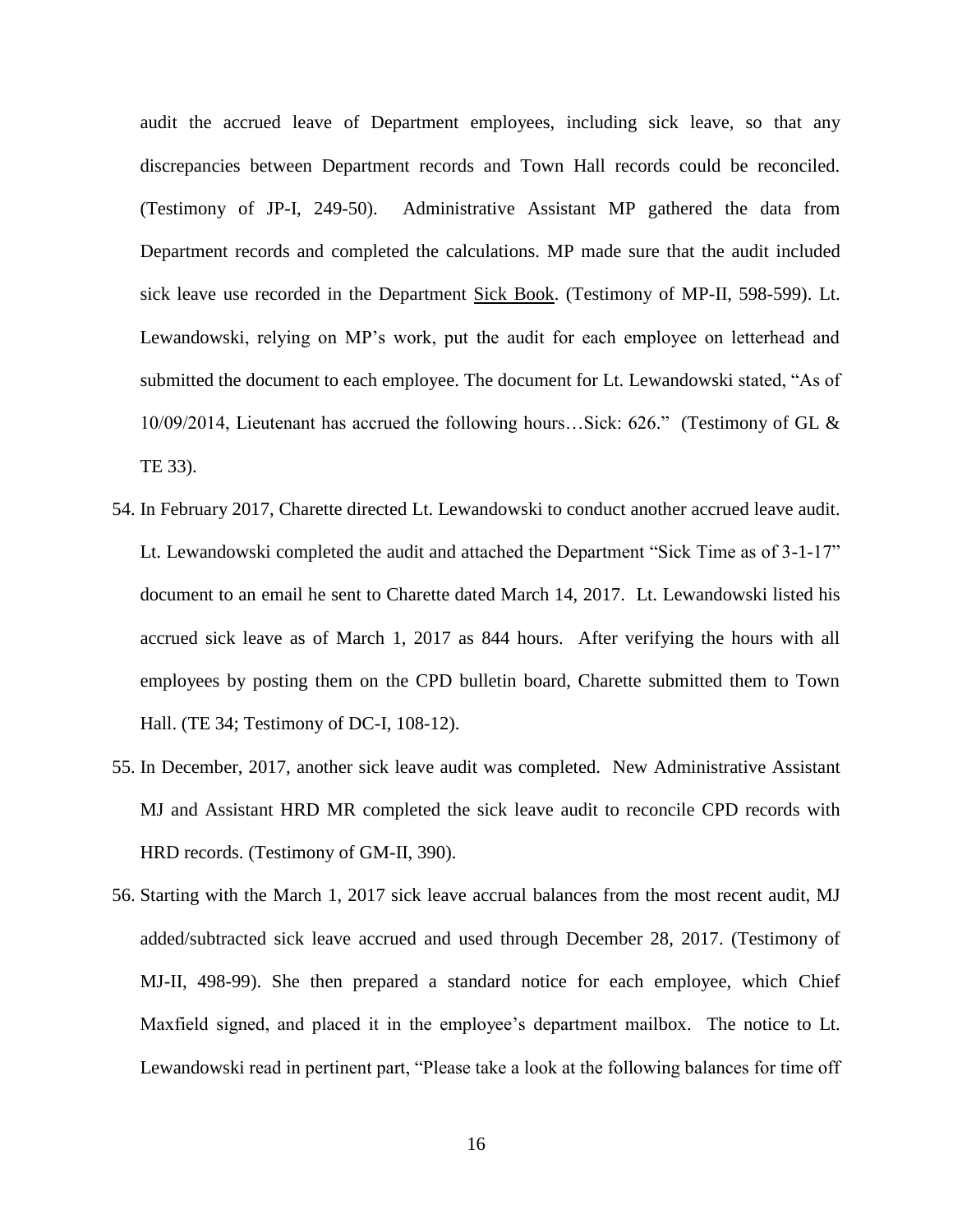audit the accrued leave of Department employees, including sick leave, so that any discrepancies between Department records and Town Hall records could be reconciled. (Testimony of JP-I, 249-50). Administrative Assistant MP gathered the data from Department records and completed the calculations. MP made sure that the audit included sick leave use recorded in the Department Sick Book. (Testimony of MP-II, 598-599). Lt. Lewandowski, relying on MP's work, put the audit for each employee on letterhead and submitted the document to each employee. The document for Lt. Lewandowski stated, "As of 10/09/2014, Lieutenant has accrued the following hours…Sick: 626." (Testimony of GL & TE 33).

54. In February 2017, Charette directed Lt. Lewandowski to conduct another accrued leave audit. Lt. Lewandowski completed the audit and attached the Department "Sick Time as of 3-1-17" document to an email he sent to Charette dated March 14, 2017. Lt. Lewandowski listed his accrued sick leave as of March 1, 2017 as 844 hours. After verifying the hours with all employees by posting them on the CPD bulletin board, Charette submitted them to Town Hall. (TE 34; Testimony of DC-I, 108-12).

55. In December, 2017, another sick leave audit was completed. New Administrative Assistant MJ and Assistant HRD MR completed the sick leave audit to reconcile CPD records with HRD records. (Testimony of GM-II, 390).

56. Starting with the March 1, 2017 sick leave accrual balances from the most recent audit, MJ added/subtracted sick leave accrued and used through December 28, 2017. (Testimony of MJ-II, 498-99). She then prepared a standard notice for each employee, which Chief Maxfield signed, and placed it in the employee's department mailbox. The notice to Lt. Lewandowski read in pertinent part, "Please take a look at the following balances for time off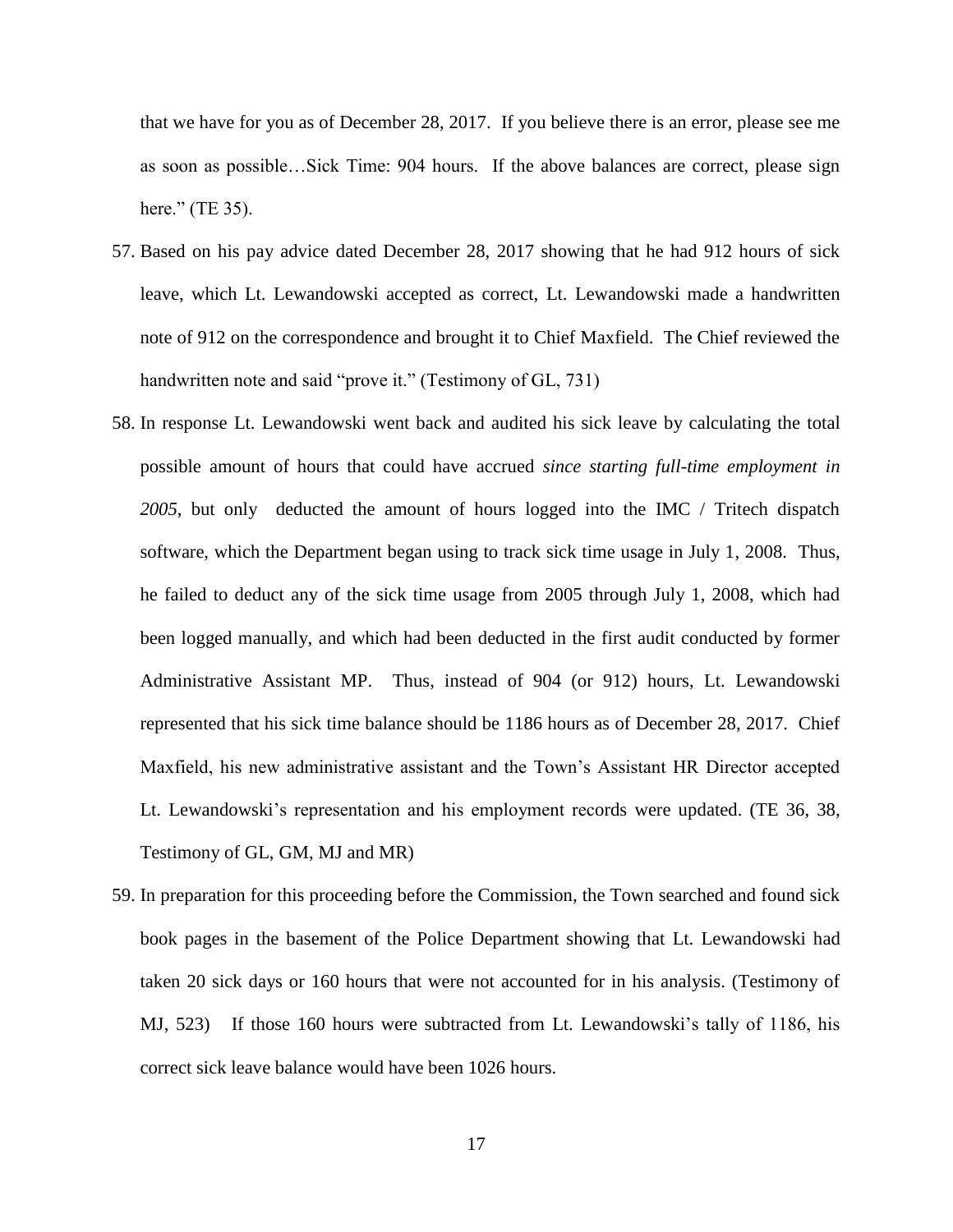that we have for you as of December 28, 2017. If you believe there is an error, please see me as soon as possible…Sick Time: 904 hours. If the above balances are correct, please sign here." (TE 35).

57. Based on his pay advice dated December 28, 2017 showing that he had 912 hours of sick leave, which Lt. Lewandowski accepted as correct, Lt. Lewandowski made a handwritten note of 912 on the correspondence and brought it to Chief Maxfield. The Chief reviewed the handwritten note and said "prove it." (Testimony of GL, 731)

58. In response Lt. Lewandowski went back and audited his sick leave by calculating the total possible amount of hours that could have accrued *since starting full-time employment in 2005*, but only deducted the amount of hours logged into the IMC / Tritech dispatch software, which the Department began using to track sick time usage in July 1, 2008. Thus, he failed to deduct any of the sick time usage from 2005 through July 1, 2008, which had been logged manually, and which had been deducted in the first audit conducted by former Administrative Assistant MP. Thus, instead of 904 (or 912) hours, Lt. Lewandowski represented that his sick time balance should be 1186 hours as of December 28, 2017. Chief Maxfield, his new administrative assistant and the Town's Assistant HR Director accepted Lt. Lewandowski's representation and his employment records were updated. (TE 36, 38, Testimony of GL, GM, MJ and MR)

59. In preparation for this proceeding before the Commission, the Town searched and found sick book pages in the basement of the Police Department showing that Lt. Lewandowski had taken 20 sick days or 160 hours that were not accounted for in his analysis. (Testimony of MJ, 523) If those 160 hours were subtracted from Lt. Lewandowski's tally of 1186, his correct sick leave balance would have been 1026 hours.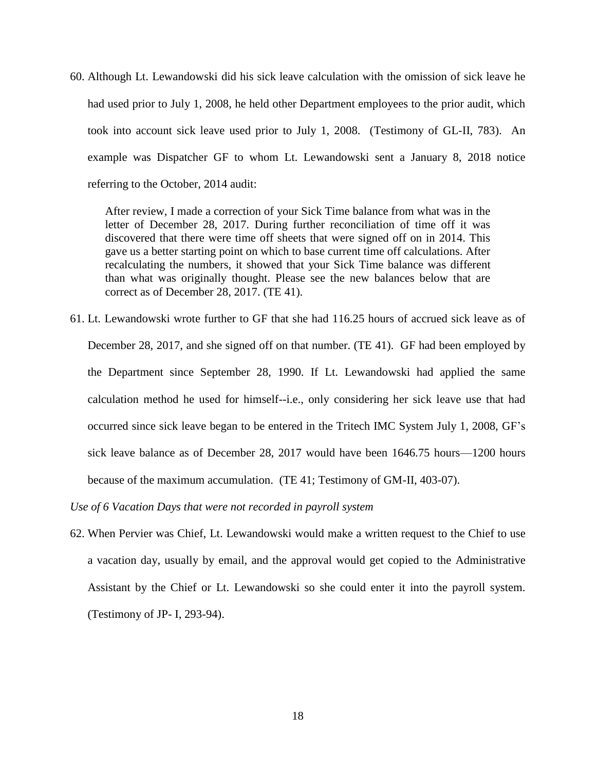60. Although Lt. Lewandowski did his sick leave calculation with the omission of sick leave he had used prior to July 1, 2008, he held other Department employees to the prior audit, which took into account sick leave used prior to July 1, 2008. (Testimony of GL-II, 783). An example was Dispatcher GF to whom Lt. Lewandowski sent a January 8, 2018 notice referring to the October, 2014 audit:

> After review, I made a correction of your Sick Time balance from what was in the letter of December 28, 2017. During further reconciliation of time off it was discovered that there were time off sheets that were signed off on in 2014. This gave us a better starting point on which to base current time off calculations. After recalculating the numbers, it showed that your Sick Time balance was different than what was originally thought. Please see the new balances below that are correct as of December 28, 2017. (TE 41).

61. Lt. Lewandowski wrote further to GF that she had 116.25 hours of accrued sick leave as of December 28, 2017, and she signed off on that number. (TE 41). GF had been employed by the Department since September 28, 1990. If Lt. Lewandowski had applied the same calculation method he used for himself--i.e., only considering her sick leave use that had occurred since sick leave began to be entered in the Tritech IMC System July 1, 2008, GF's sick leave balance as of December 28, 2017 would have been 1646.75 hours—1200 hours because of the maximum accumulation. (TE 41; Testimony of GM-II, 403-07).

*Use of 6 Vacation Days that were not recorded in payroll system*

62. When Pervier was Chief, Lt. Lewandowski would make a written request to the Chief to use a vacation day, usually by email, and the approval would get copied to the Administrative Assistant by the Chief or Lt. Lewandowski so she could enter it into the payroll system. (Testimony of JP- I, 293-94).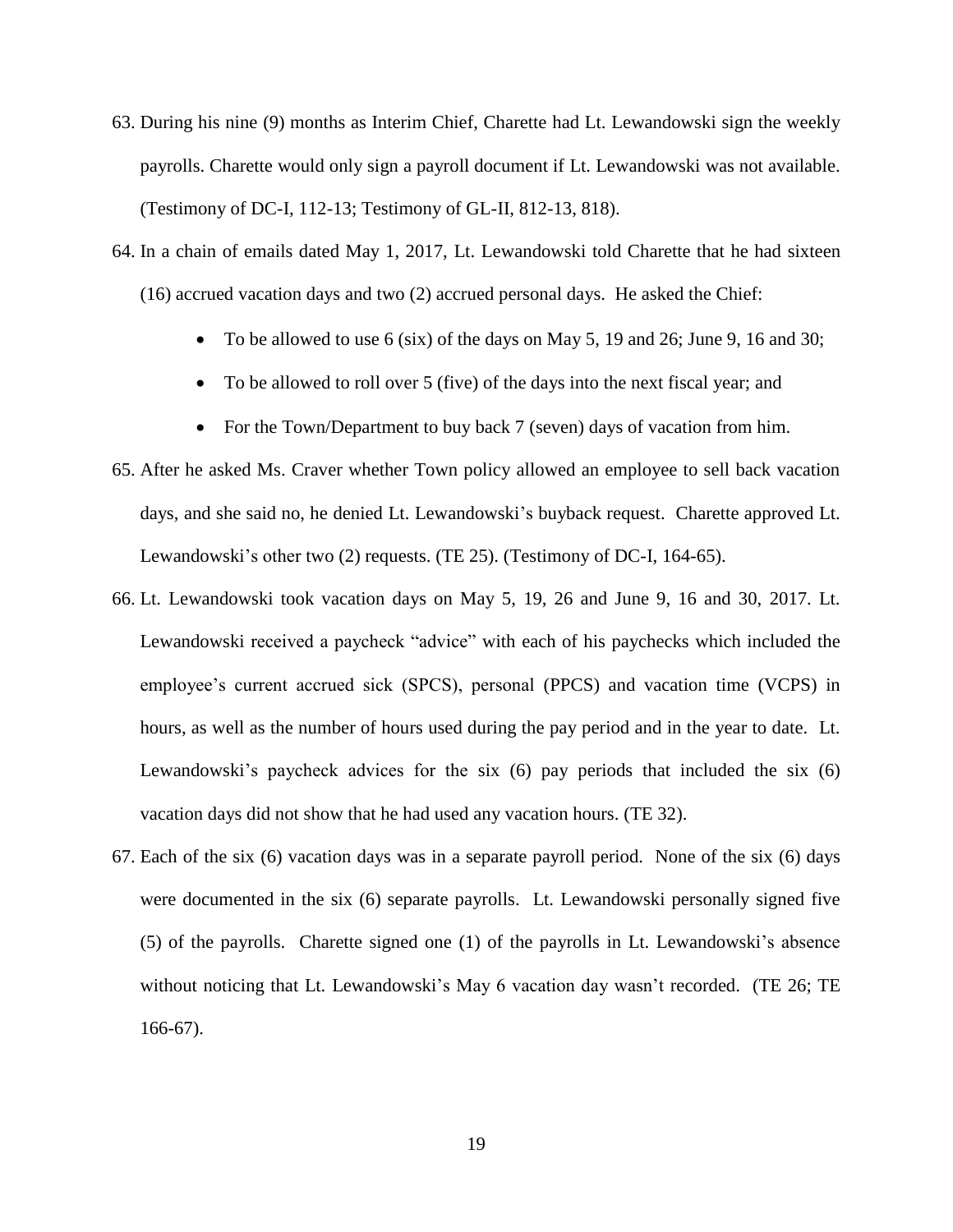63. During his nine (9) months as Interim Chief, Charette had Lt. Lewandowski sign the weekly payrolls. Charette would only sign a payroll document if Lt. Lewandowski was not available. (Testimony of DC-I, 112-13; Testimony of GL-II, 812-13, 818).

64. In a chain of emails dated May 1, 2017, Lt. Lewandowski told Charette that he had sixteen (16) accrued vacation days and two (2) accrued personal days. He asked the Chief:

    - To be allowed to use 6 (six) of the days on May 5, 19 and 26; June 9, 16 and 30;
    - To be allowed to roll over 5 (five) of the days into the next fiscal year; and
    - For the Town/Department to buy back 7 (seven) days of vacation from him.

65. After he asked Ms. Craver whether Town policy allowed an employee to sell back vacation days, and she said no, he denied Lt. Lewandowski's buyback request. Charette approved Lt. Lewandowski's other two (2) requests. (TE 25). (Testimony of DC-I, 164-65).

66. Lt. Lewandowski took vacation days on May 5, 19, 26 and June 9, 16 and 30, 2017. Lt. Lewandowski received a paycheck "advice" with each of his paychecks which included the employee's current accrued sick (SPCS), personal (PPCS) and vacation time (VCPS) in hours, as well as the number of hours used during the pay period and in the year to date. Lt. Lewandowski's paycheck advices for the six (6) pay periods that included the six (6) vacation days did not show that he had used any vacation hours. (TE 32).

67. Each of the six (6) vacation days was in a separate payroll period. None of the six (6) days were documented in the six (6) separate payrolls. Lt. Lewandowski personally signed five (5) of the payrolls. Charette signed one (1) of the payrolls in Lt. Lewandowski's absence without noticing that Lt. Lewandowski's May 6 vacation day wasn't recorded. (TE 26; TE 166-67).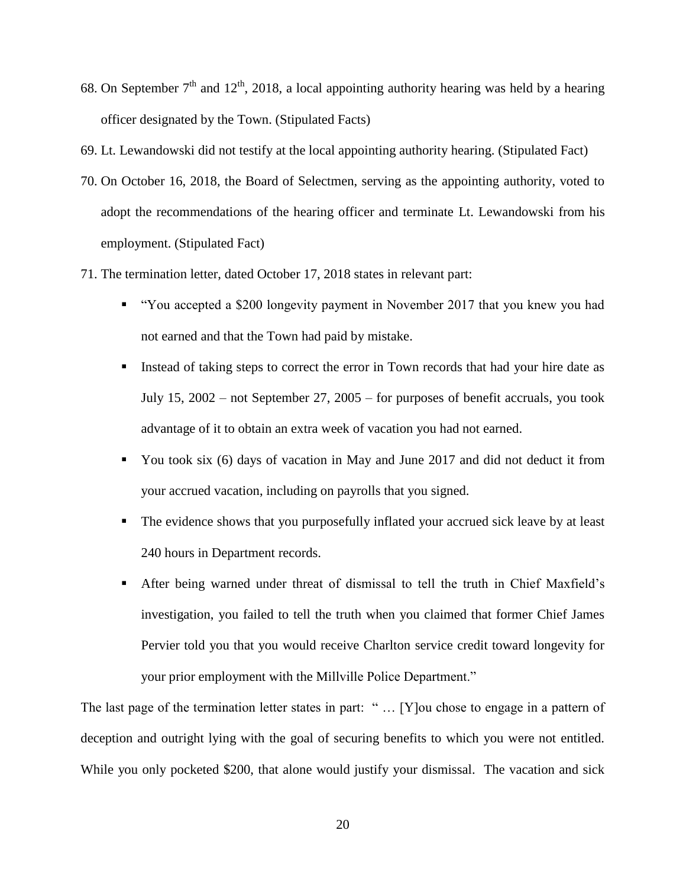68. On September 7th and 12th, 2018, a local appointing authority hearing was held by a hearing officer designated by the Town. (Stipulated Facts)
69. Lt. Lewandowski did not testify at the local appointing authority hearing. (Stipulated Fact)
70. On October 16, 2018, the Board of Selectmen, serving as the appointing authority, voted to adopt the recommendations of the hearing officer and terminate Lt. Lewandowski from his employment. (Stipulated Fact)
71. The termination letter, dated October 17, 2018 states in relevant part:
    - "You accepted a $200 longevity payment in November 2017 that you knew you had not earned and that the Town had paid by mistake.
    - Instead of taking steps to correct the error in Town records that had your hire date as July 15, 2002 – not September 27, 2005 – for purposes of benefit accruals, you took advantage of it to obtain an extra week of vacation you had not earned.
    - You took six (6) days of vacation in May and June 2017 and did not deduct it from your accrued vacation, including on payrolls that you signed.
    - The evidence shows that you purposefully inflated your accrued sick leave by at least 240 hours in Department records.
    - After being warned under threat of dismissal to tell the truth in Chief Maxfield's investigation, you failed to tell the truth when you claimed that former Chief James Pervier told you that you would receive Charlton service credit toward longevity for your prior employment with the Millville Police Department."

The last page of the termination letter states in part: " … [Y]ou chose to engage in a pattern of deception and outright lying with the goal of securing benefits to which you were not entitled. While you only pocketed $200, that alone would justify your dismissal. The vacation and sick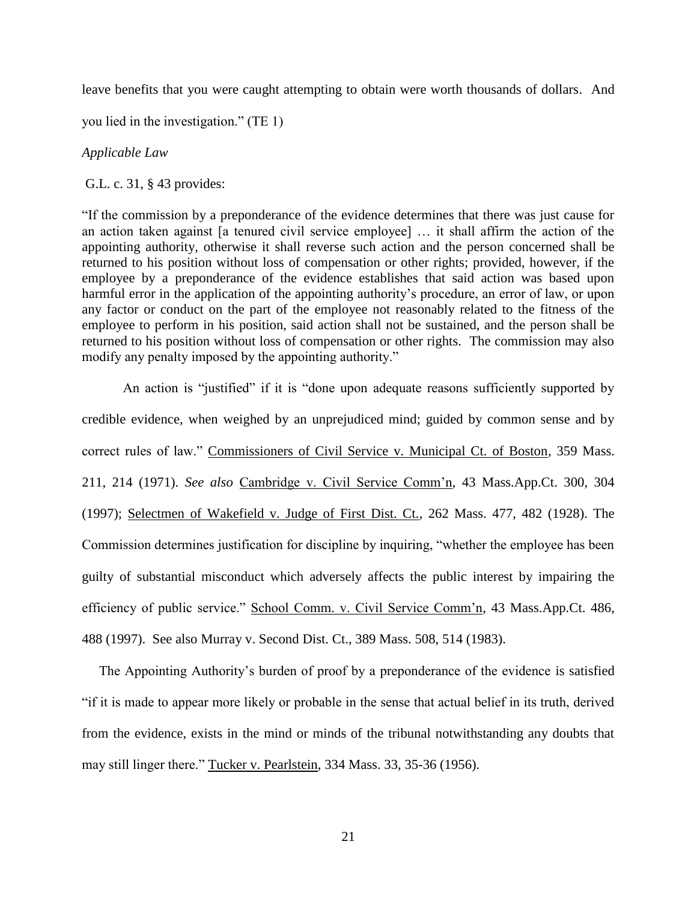leave benefits that you were caught attempting to obtain were worth thousands of dollars. And you lied in the investigation." (TE 1)

*Applicable Law*

G.L. c. 31, § 43 provides:

"If the commission by a preponderance of the evidence determines that there was just cause for an action taken against [a tenured civil service employee] … it shall affirm the action of the appointing authority, otherwise it shall reverse such action and the person concerned shall be returned to his position without loss of compensation or other rights; provided, however, if the employee by a preponderance of the evidence establishes that said action was based upon harmful error in the application of the appointing authority's procedure, an error of law, or upon any factor or conduct on the part of the employee not reasonably related to the fitness of the employee to perform in his position, said action shall not be sustained, and the person shall be returned to his position without loss of compensation or other rights. The commission may also modify any penalty imposed by the appointing authority."

An action is "justified" if it is "done upon adequate reasons sufficiently supported by credible evidence, when weighed by an unprejudiced mind; guided by common sense and by correct rules of law." Commissioners of Civil Service v. Municipal Ct. of Boston, 359 Mass. 211, 214 (1971). *See also* Cambridge v. Civil Service Comm'n, 43 Mass.App.Ct. 300, 304 (1997); Selectmen of Wakefield v. Judge of First Dist. Ct., 262 Mass. 477, 482 (1928). The Commission determines justification for discipline by inquiring, "whether the employee has been guilty of substantial misconduct which adversely affects the public interest by impairing the efficiency of public service." School Comm. v. Civil Service Comm'n, 43 Mass.App.Ct. 486, 488 (1997). See also Murray v. Second Dist. Ct., 389 Mass. 508, 514 (1983).

The Appointing Authority's burden of proof by a preponderance of the evidence is satisfied "if it is made to appear more likely or probable in the sense that actual belief in its truth, derived from the evidence, exists in the mind or minds of the tribunal notwithstanding any doubts that may still linger there." Tucker v. Pearlstein, 334 Mass. 33, 35-36 (1956).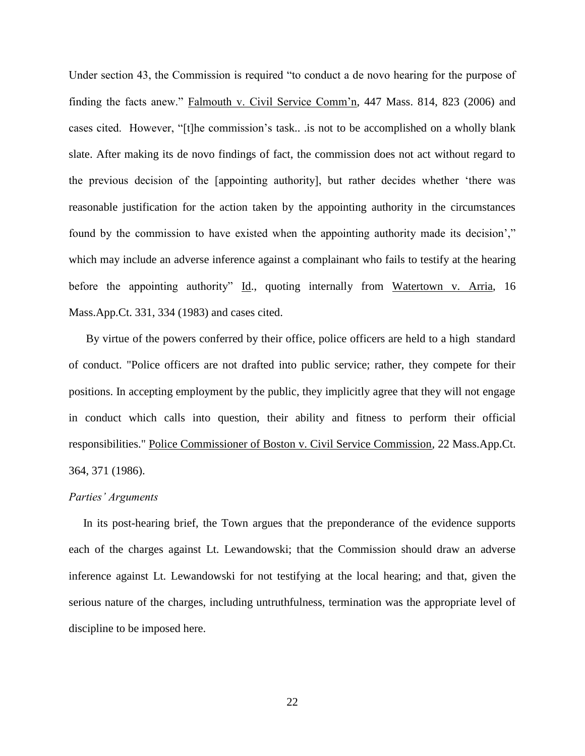Under section 43, the Commission is required "to conduct a de novo hearing for the purpose of finding the facts anew." Falmouth v. Civil Service Comm'n, 447 Mass. 814, 823 (2006) and cases cited. However, "[t]he commission's task.. .is not to be accomplished on a wholly blank slate. After making its de novo findings of fact, the commission does not act without regard to the previous decision of the [appointing authority], but rather decides whether 'there was reasonable justification for the action taken by the appointing authority in the circumstances found by the commission to have existed when the appointing authority made its decision'," which may include an adverse inference against a complainant who fails to testify at the hearing before the appointing authority" Id., quoting internally from Watertown v. Arria, 16 Mass.App.Ct. 331, 334 (1983) and cases cited.

By virtue of the powers conferred by their office, police officers are held to a high standard of conduct. "Police officers are not drafted into public service; rather, they compete for their positions. In accepting employment by the public, they implicitly agree that they will not engage in conduct which calls into question, their ability and fitness to perform their official responsibilities." Police Commissioner of Boston v. Civil Service Commission, 22 Mass.App.Ct. 364, 371 (1986).

*Parties' Arguments*

In its post-hearing brief, the Town argues that the preponderance of the evidence supports each of the charges against Lt. Lewandowski; that the Commission should draw an adverse inference against Lt. Lewandowski for not testifying at the local hearing; and that, given the serious nature of the charges, including untruthfulness, termination was the appropriate level of discipline to be imposed here.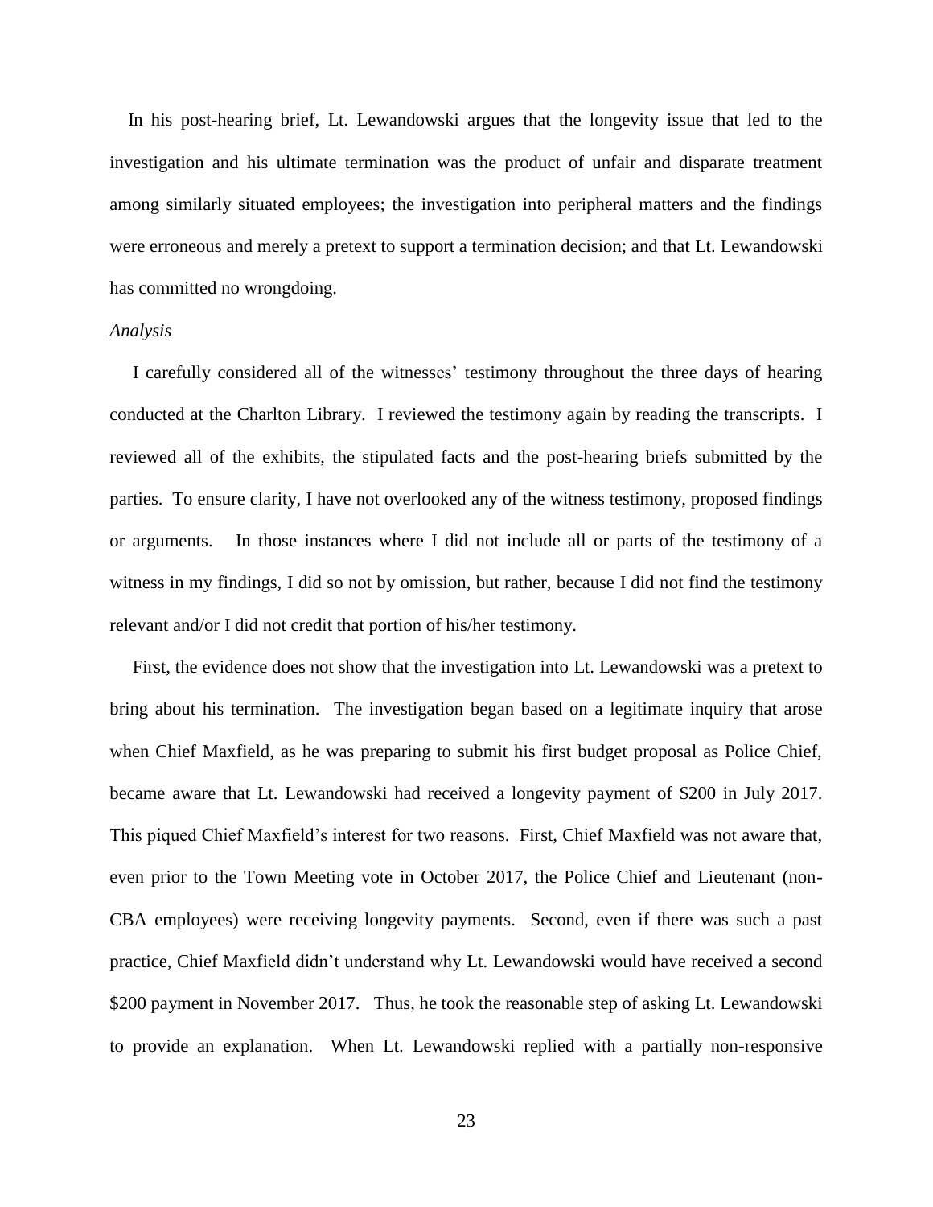In his post-hearing brief, Lt. Lewandowski argues that the longevity issue that led to the investigation and his ultimate termination was the product of unfair and disparate treatment among similarly situated employees; the investigation into peripheral matters and the findings were erroneous and merely a pretext to support a termination decision; and that Lt. Lewandowski has committed no wrongdoing.

*Analysis*

I carefully considered all of the witnesses' testimony throughout the three days of hearing conducted at the Charlton Library. I reviewed the testimony again by reading the transcripts. I reviewed all of the exhibits, the stipulated facts and the post-hearing briefs submitted by the parties. To ensure clarity, I have not overlooked any of the witness testimony, proposed findings or arguments. In those instances where I did not include all or parts of the testimony of a witness in my findings, I did so not by omission, but rather, because I did not find the testimony relevant and/or I did not credit that portion of his/her testimony.

First, the evidence does not show that the investigation into Lt. Lewandowski was a pretext to bring about his termination. The investigation began based on a legitimate inquiry that arose when Chief Maxfield, as he was preparing to submit his first budget proposal as Police Chief, became aware that Lt. Lewandowski had received a longevity payment of $200 in July 2017. This piqued Chief Maxfield's interest for two reasons. First, Chief Maxfield was not aware that, even prior to the Town Meeting vote in October 2017, the Police Chief and Lieutenant (non-CBA employees) were receiving longevity payments. Second, even if there was such a past practice, Chief Maxfield didn't understand why Lt. Lewandowski would have received a second $200 payment in November 2017. Thus, he took the reasonable step of asking Lt. Lewandowski to provide an explanation. When Lt. Lewandowski replied with a partially non-responsive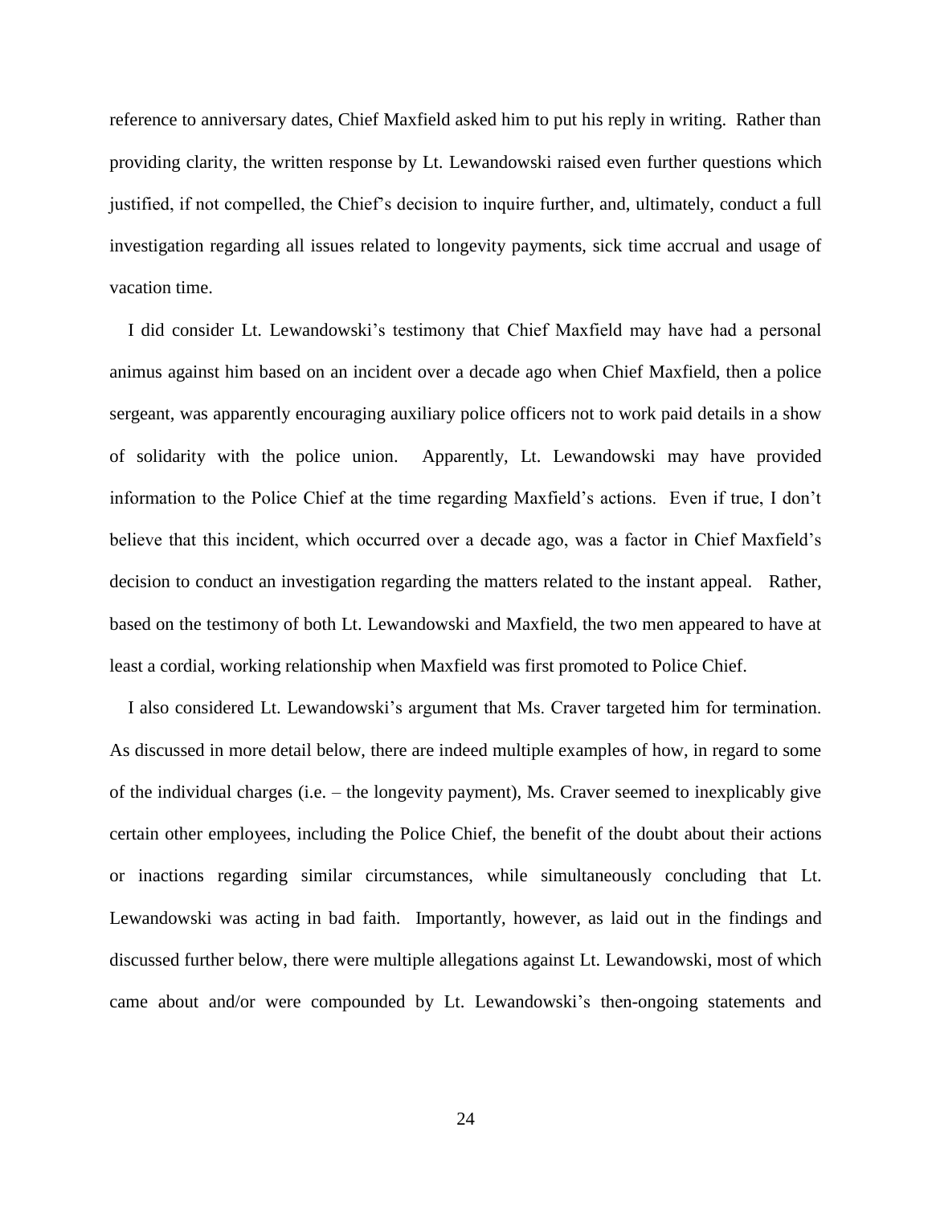reference to anniversary dates, Chief Maxfield asked him to put his reply in writing. Rather than providing clarity, the written response by Lt. Lewandowski raised even further questions which justified, if not compelled, the Chief's decision to inquire further, and, ultimately, conduct a full investigation regarding all issues related to longevity payments, sick time accrual and usage of vacation time.

I did consider Lt. Lewandowski's testimony that Chief Maxfield may have had a personal animus against him based on an incident over a decade ago when Chief Maxfield, then a police sergeant, was apparently encouraging auxiliary police officers not to work paid details in a show of solidarity with the police union. Apparently, Lt. Lewandowski may have provided information to the Police Chief at the time regarding Maxfield's actions. Even if true, I don't believe that this incident, which occurred over a decade ago, was a factor in Chief Maxfield's decision to conduct an investigation regarding the matters related to the instant appeal. Rather, based on the testimony of both Lt. Lewandowski and Maxfield, the two men appeared to have at least a cordial, working relationship when Maxfield was first promoted to Police Chief.

I also considered Lt. Lewandowski's argument that Ms. Craver targeted him for termination. As discussed in more detail below, there are indeed multiple examples of how, in regard to some of the individual charges (i.e. – the longevity payment), Ms. Craver seemed to inexplicably give certain other employees, including the Police Chief, the benefit of the doubt about their actions or inactions regarding similar circumstances, while simultaneously concluding that Lt. Lewandowski was acting in bad faith. Importantly, however, as laid out in the findings and discussed further below, there were multiple allegations against Lt. Lewandowski, most of which came about and/or were compounded by Lt. Lewandowski's then-ongoing statements and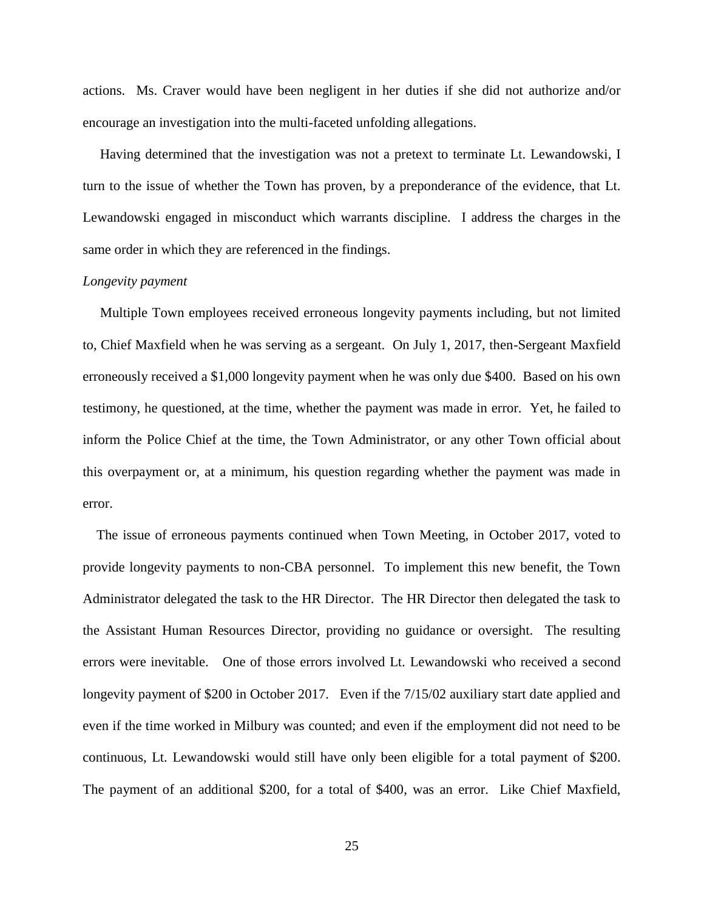actions. Ms. Craver would have been negligent in her duties if she did not authorize and/or encourage an investigation into the multi-faceted unfolding allegations.

Having determined that the investigation was not a pretext to terminate Lt. Lewandowski, I turn to the issue of whether the Town has proven, by a preponderance of the evidence, that Lt. Lewandowski engaged in misconduct which warrants discipline. I address the charges in the same order in which they are referenced in the findings.

*Longevity payment*

Multiple Town employees received erroneous longevity payments including, but not limited to, Chief Maxfield when he was serving as a sergeant. On July 1, 2017, then-Sergeant Maxfield erroneously received a $1,000 longevity payment when he was only due $400. Based on his own testimony, he questioned, at the time, whether the payment was made in error. Yet, he failed to inform the Police Chief at the time, the Town Administrator, or any other Town official about this overpayment or, at a minimum, his question regarding whether the payment was made in error.

The issue of erroneous payments continued when Town Meeting, in October 2017, voted to provide longevity payments to non-CBA personnel. To implement this new benefit, the Town Administrator delegated the task to the HR Director. The HR Director then delegated the task to the Assistant Human Resources Director, providing no guidance or oversight. The resulting errors were inevitable. One of those errors involved Lt. Lewandowski who received a second longevity payment of $200 in October 2017. Even if the 7/15/02 auxiliary start date applied and even if the time worked in Milbury was counted; and even if the employment did not need to be continuous, Lt. Lewandowski would still have only been eligible for a total payment of $200. The payment of an additional $200, for a total of $400, was an error. Like Chief Maxfield,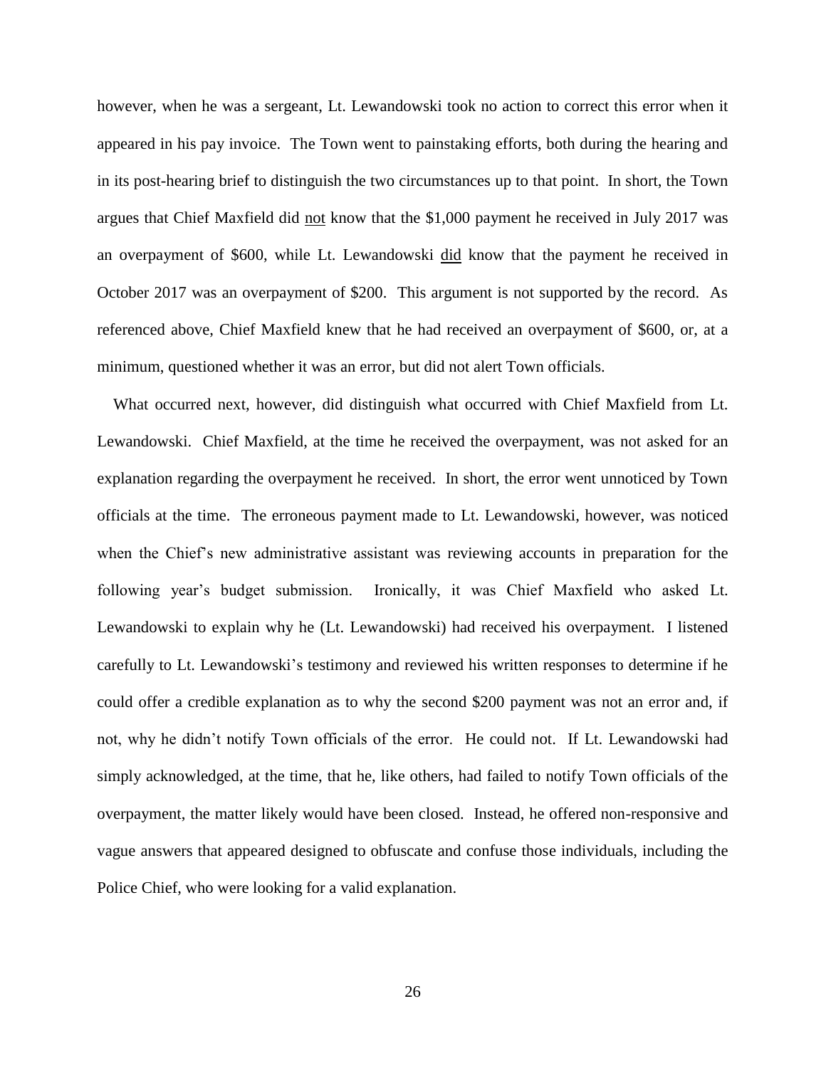however, when he was a sergeant, Lt. Lewandowski took no action to correct this error when it appeared in his pay invoice. The Town went to painstaking efforts, both during the hearing and in its post-hearing brief to distinguish the two circumstances up to that point. In short, the Town argues that Chief Maxfield did <u>not</u> know that the $1,000 payment he received in July 2017 was an overpayment of $600, while Lt. Lewandowski <u>did</u> know that the payment he received in October 2017 was an overpayment of $200. This argument is not supported by the record. As referenced above, Chief Maxfield knew that he had received an overpayment of $600, or, at a minimum, questioned whether it was an error, but did not alert Town officials.

What occurred next, however, did distinguish what occurred with Chief Maxfield from Lt. Lewandowski. Chief Maxfield, at the time he received the overpayment, was not asked for an explanation regarding the overpayment he received. In short, the error went unnoticed by Town officials at the time. The erroneous payment made to Lt. Lewandowski, however, was noticed when the Chief's new administrative assistant was reviewing accounts in preparation for the following year's budget submission. Ironically, it was Chief Maxfield who asked Lt. Lewandowski to explain why he (Lt. Lewandowski) had received his overpayment. I listened carefully to Lt. Lewandowski's testimony and reviewed his written responses to determine if he could offer a credible explanation as to why the second $200 payment was not an error and, if not, why he didn't notify Town officials of the error. He could not. If Lt. Lewandowski had simply acknowledged, at the time, that he, like others, had failed to notify Town officials of the overpayment, the matter likely would have been closed. Instead, he offered non-responsive and vague answers that appeared designed to obfuscate and confuse those individuals, including the Police Chief, who were looking for a valid explanation.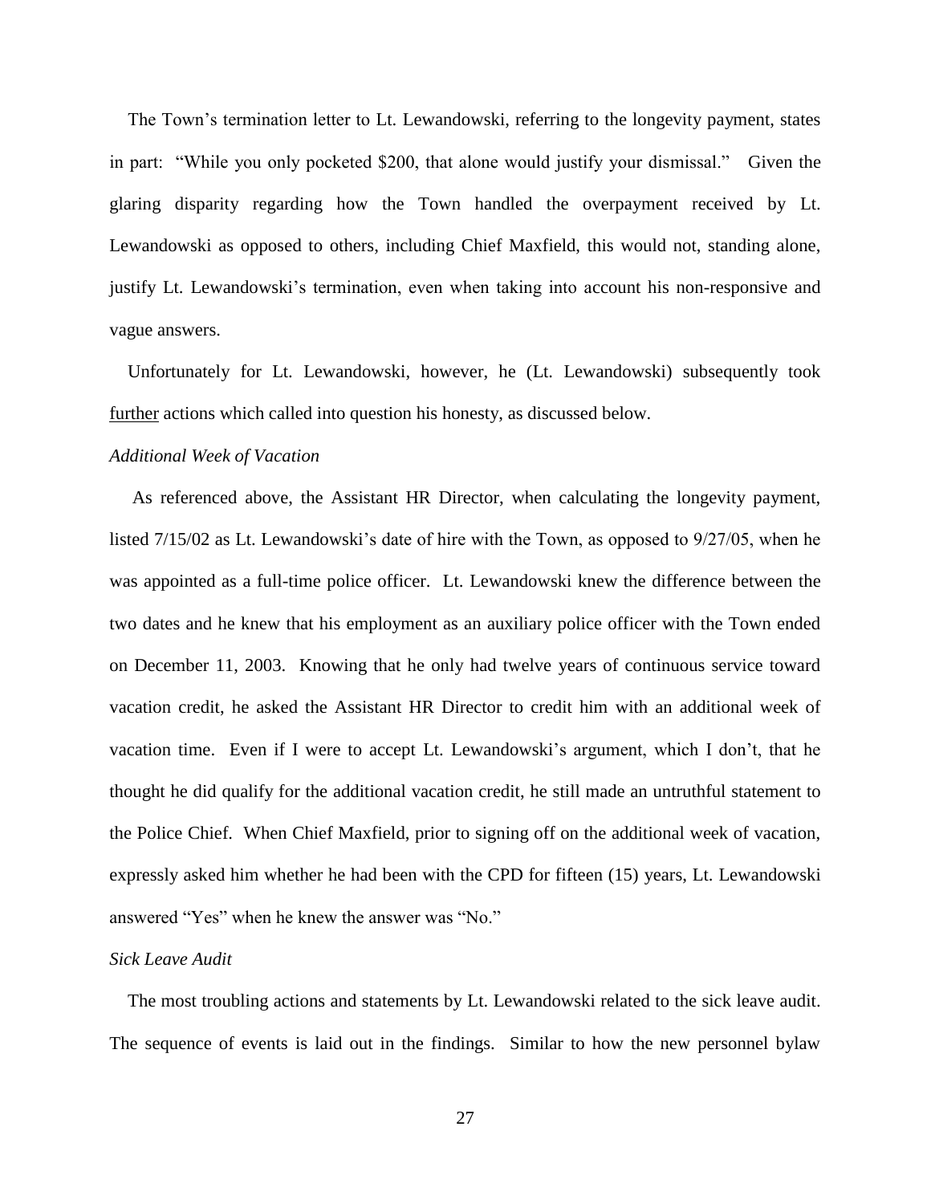The Town's termination letter to Lt. Lewandowski, referring to the longevity payment, states in part: "While you only pocketed $200, that alone would justify your dismissal." Given the glaring disparity regarding how the Town handled the overpayment received by Lt. Lewandowski as opposed to others, including Chief Maxfield, this would not, standing alone, justify Lt. Lewandowski's termination, even when taking into account his non-responsive and vague answers.

Unfortunately for Lt. Lewandowski, however, he (Lt. Lewandowski) subsequently took <u>further</u> actions which called into question his honesty, as discussed below.

*Additional Week of Vacation*

As referenced above, the Assistant HR Director, when calculating the longevity payment, listed 7/15/02 as Lt. Lewandowski's date of hire with the Town, as opposed to 9/27/05, when he was appointed as a full-time police officer. Lt. Lewandowski knew the difference between the two dates and he knew that his employment as an auxiliary police officer with the Town ended on December 11, 2003. Knowing that he only had twelve years of continuous service toward vacation credit, he asked the Assistant HR Director to credit him with an additional week of vacation time. Even if I were to accept Lt. Lewandowski's argument, which I don't, that he thought he did qualify for the additional vacation credit, he still made an untruthful statement to the Police Chief. When Chief Maxfield, prior to signing off on the additional week of vacation, expressly asked him whether he had been with the CPD for fifteen (15) years, Lt. Lewandowski answered "Yes" when he knew the answer was "No."

*Sick Leave Audit*

The most troubling actions and statements by Lt. Lewandowski related to the sick leave audit. The sequence of events is laid out in the findings. Similar to how the new personnel bylaw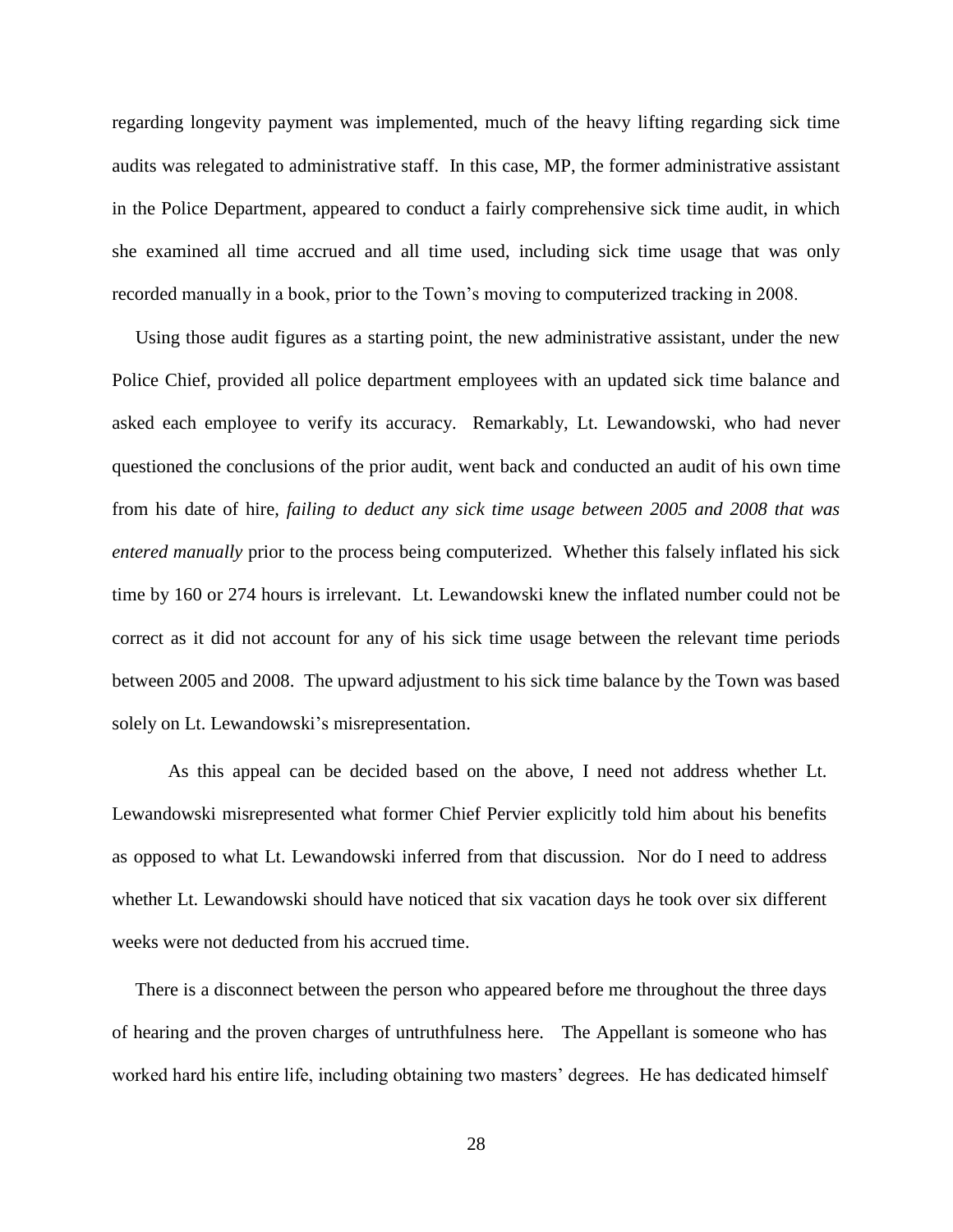regarding longevity payment was implemented, much of the heavy lifting regarding sick time audits was relegated to administrative staff. In this case, MP, the former administrative assistant in the Police Department, appeared to conduct a fairly comprehensive sick time audit, in which she examined all time accrued and all time used, including sick time usage that was only recorded manually in a book, prior to the Town's moving to computerized tracking in 2008.

Using those audit figures as a starting point, the new administrative assistant, under the new Police Chief, provided all police department employees with an updated sick time balance and asked each employee to verify its accuracy. Remarkably, Lt. Lewandowski, who had never questioned the conclusions of the prior audit, went back and conducted an audit of his own time from his date of hire, *failing to deduct any sick time usage between 2005 and 2008 that was entered manually* prior to the process being computerized. Whether this falsely inflated his sick time by 160 or 274 hours is irrelevant. Lt. Lewandowski knew the inflated number could not be correct as it did not account for any of his sick time usage between the relevant time periods between 2005 and 2008. The upward adjustment to his sick time balance by the Town was based solely on Lt. Lewandowski's misrepresentation.

As this appeal can be decided based on the above, I need not address whether Lt. Lewandowski misrepresented what former Chief Pervier explicitly told him about his benefits as opposed to what Lt. Lewandowski inferred from that discussion. Nor do I need to address whether Lt. Lewandowski should have noticed that six vacation days he took over six different weeks were not deducted from his accrued time.

There is a disconnect between the person who appeared before me throughout the three days of hearing and the proven charges of untruthfulness here. The Appellant is someone who has worked hard his entire life, including obtaining two masters' degrees. He has dedicated himself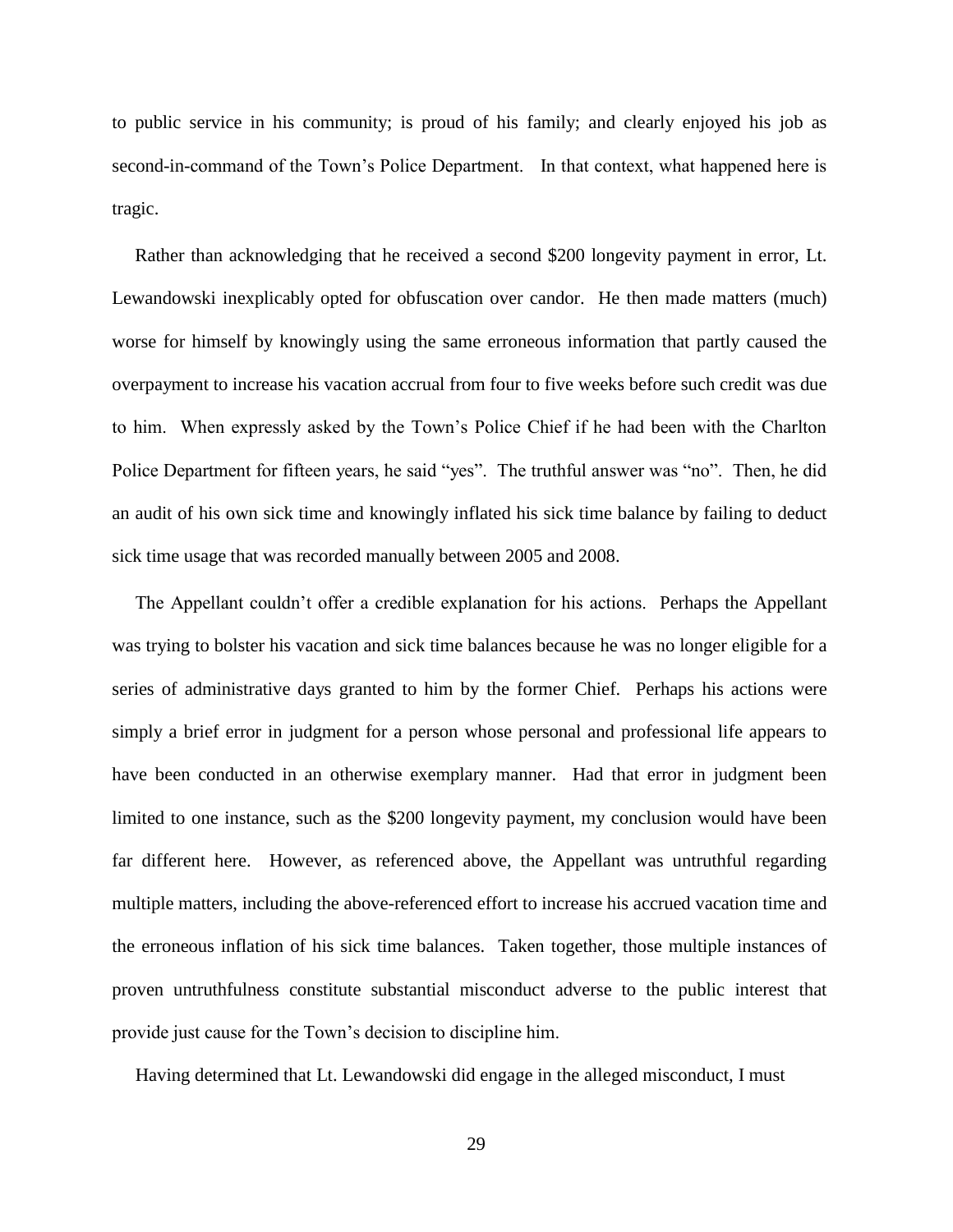to public service in his community; is proud of his family; and clearly enjoyed his job as second-in-command of the Town's Police Department. In that context, what happened here is tragic.

Rather than acknowledging that he received a second $200 longevity payment in error, Lt. Lewandowski inexplicably opted for obfuscation over candor. He then made matters (much) worse for himself by knowingly using the same erroneous information that partly caused the overpayment to increase his vacation accrual from four to five weeks before such credit was due to him. When expressly asked by the Town's Police Chief if he had been with the Charlton Police Department for fifteen years, he said "yes". The truthful answer was "no". Then, he did an audit of his own sick time and knowingly inflated his sick time balance by failing to deduct sick time usage that was recorded manually between 2005 and 2008.

The Appellant couldn't offer a credible explanation for his actions. Perhaps the Appellant was trying to bolster his vacation and sick time balances because he was no longer eligible for a series of administrative days granted to him by the former Chief. Perhaps his actions were simply a brief error in judgment for a person whose personal and professional life appears to have been conducted in an otherwise exemplary manner. Had that error in judgment been limited to one instance, such as the $200 longevity payment, my conclusion would have been far different here. However, as referenced above, the Appellant was untruthful regarding multiple matters, including the above-referenced effort to increase his accrued vacation time and the erroneous inflation of his sick time balances. Taken together, those multiple instances of proven untruthfulness constitute substantial misconduct adverse to the public interest that provide just cause for the Town's decision to discipline him.

Having determined that Lt. Lewandowski did engage in the alleged misconduct, I must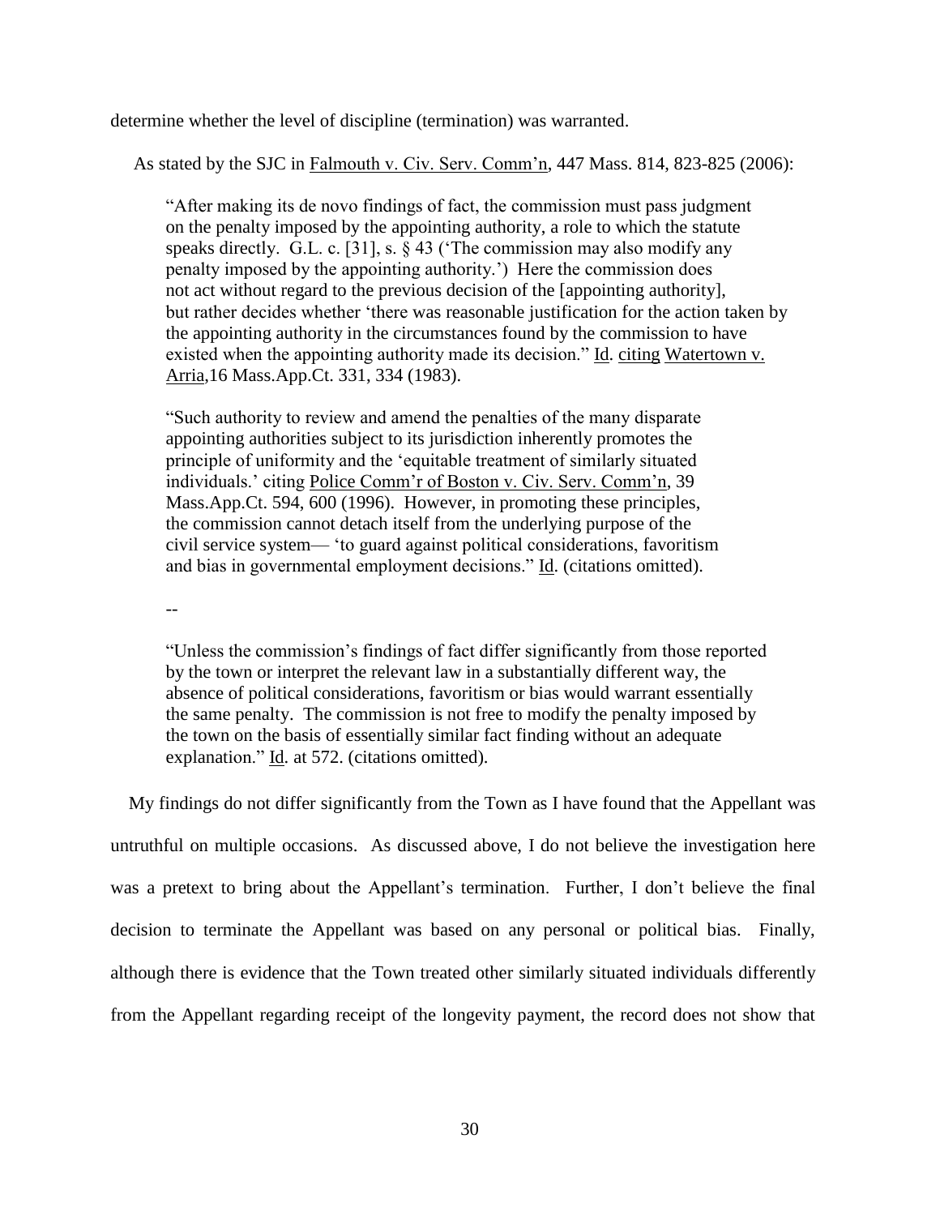determine whether the level of discipline (termination) was warranted.

As stated by the SJC in Falmouth v. Civ. Serv. Comm'n, 447 Mass. 814, 823-825 (2006):

> "After making its de novo findings of fact, the commission must pass judgment on the penalty imposed by the appointing authority, a role to which the statute speaks directly. G.L. c. [31], s. § 43 ('The commission may also modify any penalty imposed by the appointing authority.') Here the commission does not act without regard to the previous decision of the [appointing authority], but rather decides whether 'there was reasonable justification for the action taken by the appointing authority in the circumstances found by the commission to have existed when the appointing authority made its decision." Id. citing Watertown v. Arria,16 Mass.App.Ct. 331, 334 (1983).
>
> "Such authority to review and amend the penalties of the many disparate appointing authorities subject to its jurisdiction inherently promotes the principle of uniformity and the 'equitable treatment of similarly situated individuals.' citing Police Comm'r of Boston v. Civ. Serv. Comm'n, 39 Mass.App.Ct. 594, 600 (1996). However, in promoting these principles, the commission cannot detach itself from the underlying purpose of the civil service system— 'to guard against political considerations, favoritism and bias in governmental employment decisions." Id. (citations omitted).
>
> --
>
> "Unless the commission's findings of fact differ significantly from those reported by the town or interpret the relevant law in a substantially different way, the absence of political considerations, favoritism or bias would warrant essentially the same penalty. The commission is not free to modify the penalty imposed by the town on the basis of essentially similar fact finding without an adequate explanation." Id. at 572. (citations omitted).

My findings do not differ significantly from the Town as I have found that the Appellant was untruthful on multiple occasions. As discussed above, I do not believe the investigation here was a pretext to bring about the Appellant's termination. Further, I don't believe the final decision to terminate the Appellant was based on any personal or political bias. Finally, although there is evidence that the Town treated other similarly situated individuals differently from the Appellant regarding receipt of the longevity payment, the record does not show that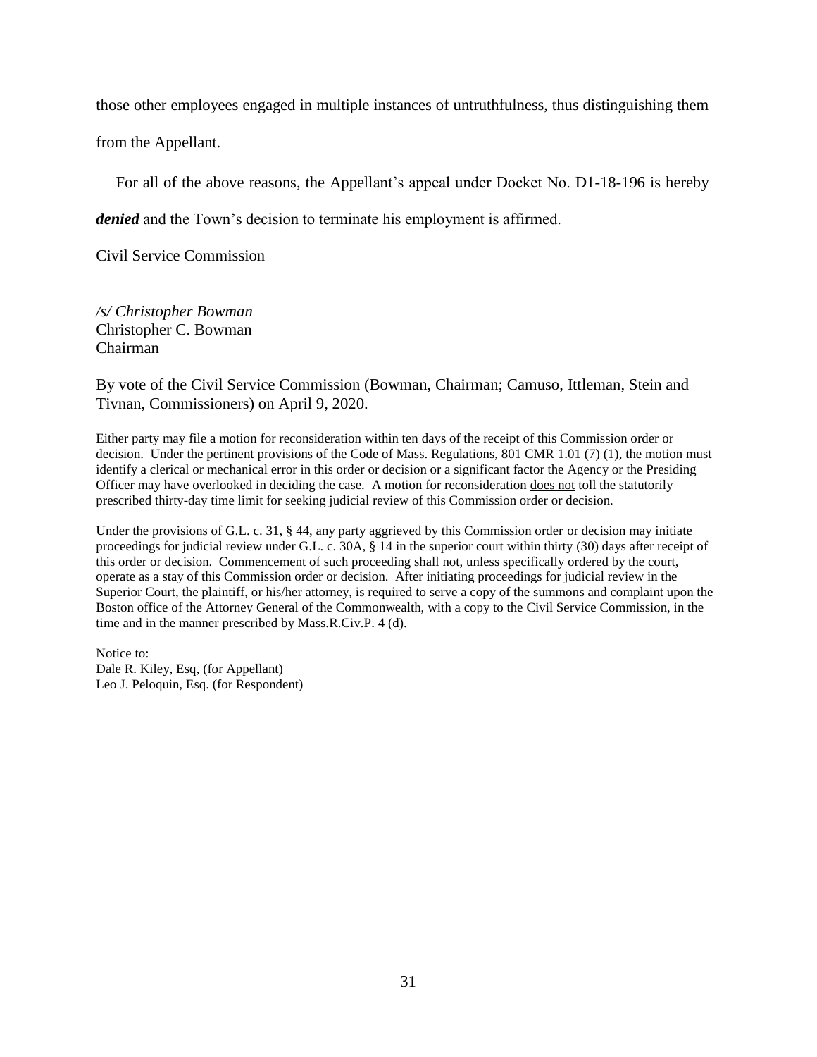those other employees engaged in multiple instances of untruthfulness, thus distinguishing them from the Appellant.

For all of the above reasons, the Appellant's appeal under Docket No. D1-18-196 is hereby ***denied*** and the Town's decision to terminate his employment is affirmed.

Civil Service Commission

*/s/ Christopher Bowman*
Christopher C. Bowman
Chairman

By vote of the Civil Service Commission (Bowman, Chairman; Camuso, Ittleman, Stein and Tivnan, Commissioners) on April 9, 2020.

Either party may file a motion for reconsideration within ten days of the receipt of this Commission order or decision. Under the pertinent provisions of the Code of Mass. Regulations, 801 CMR 1.01 (7) (1), the motion must identify a clerical or mechanical error in this order or decision or a significant factor the Agency or the Presiding Officer may have overlooked in deciding the case. A motion for reconsideration does not toll the statutorily prescribed thirty-day time limit for seeking judicial review of this Commission order or decision.

Under the provisions of G.L. c. 31, § 44, any party aggrieved by this Commission order or decision may initiate proceedings for judicial review under G.L. c. 30A, § 14 in the superior court within thirty (30) days after receipt of this order or decision. Commencement of such proceeding shall not, unless specifically ordered by the court, operate as a stay of this Commission order or decision. After initiating proceedings for judicial review in the Superior Court, the plaintiff, or his/her attorney, is required to serve a copy of the summons and complaint upon the Boston office of the Attorney General of the Commonwealth, with a copy to the Civil Service Commission, in the time and in the manner prescribed by Mass.R.Civ.P. 4 (d).

Notice to:
Dale R. Kiley, Esq, (for Appellant)
Leo J. Peloquin, Esq. (for Respondent)